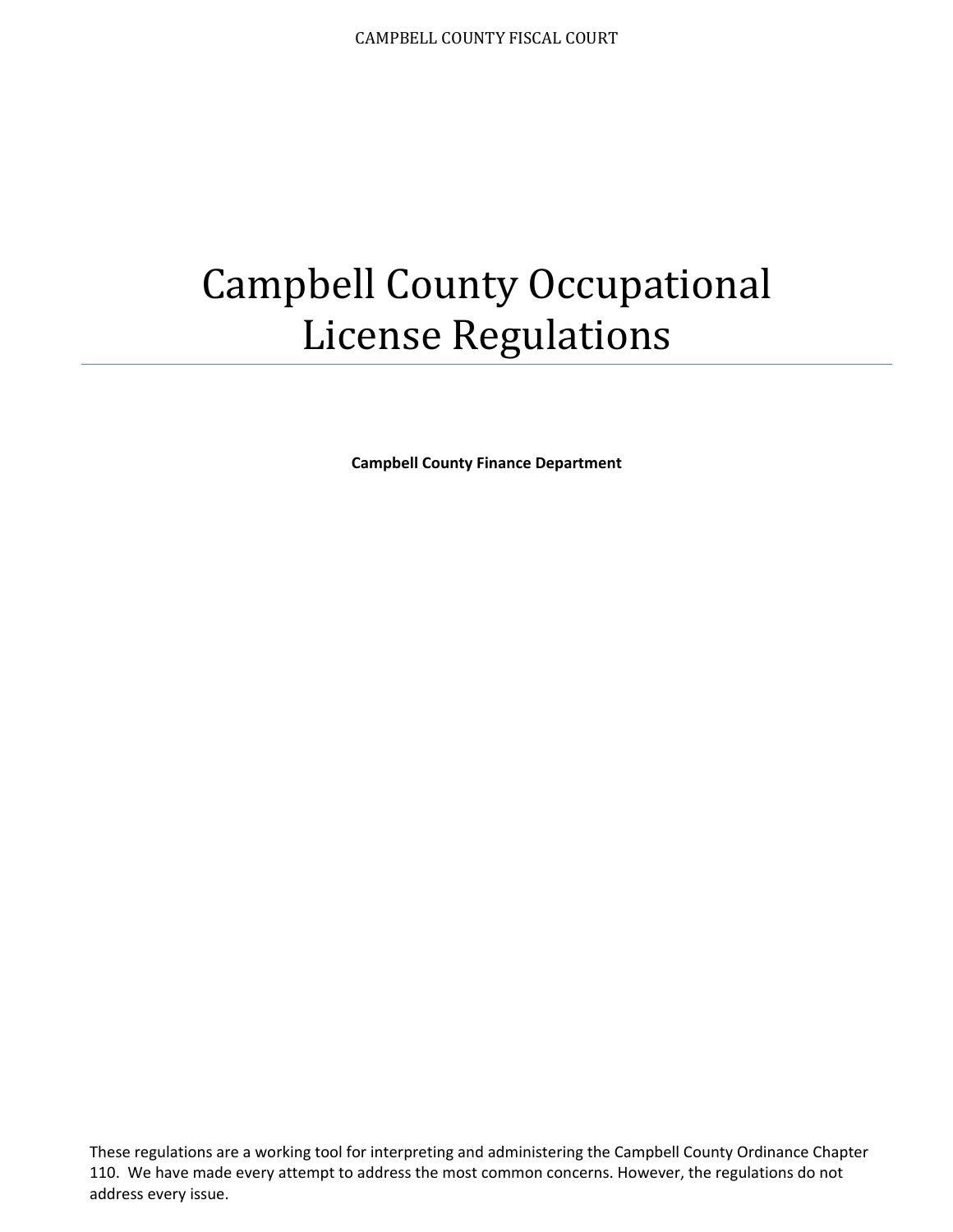CAMPBELL COUNTY FISCAL COURT

# Campbell County Occupational License Regulations

**Campbell County Finance Department**

These regulations are a working tool for interpreting and administering the Campbell County Ordinance Chapter 110. We have made every attempt to address the most common concerns. However, the regulations do not address every issue.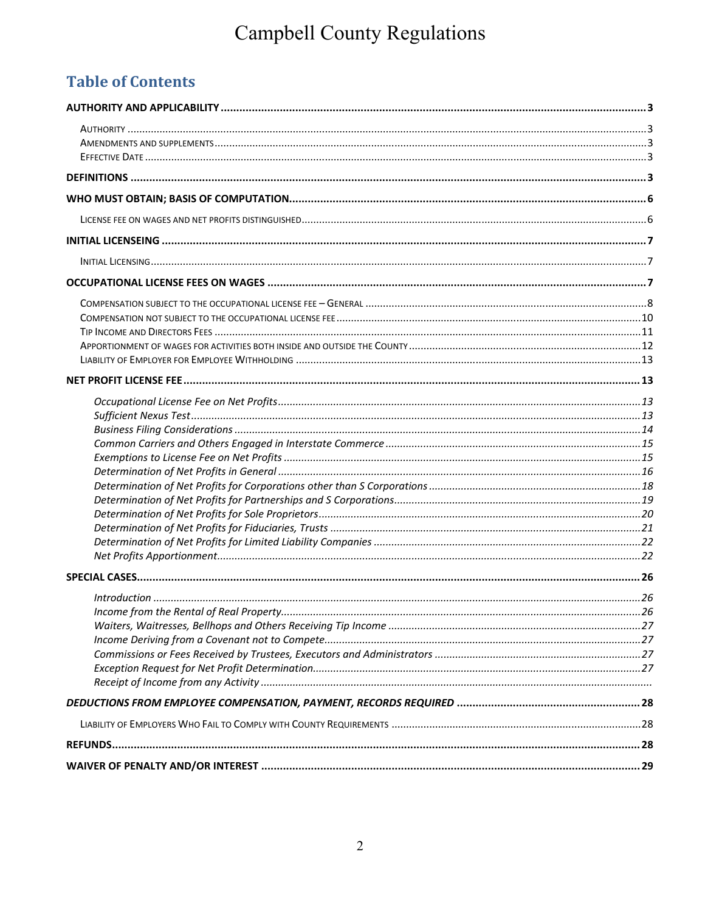# Campbell County Regulations

## Table of Contents

**AUTHORITY AND APPLICABILITY** ........ 3

- Authority ........ 3
- Amendments and supplements ........ 3
- Effective Date ........ 3

**DEFINITIONS** ........ 3

**WHO MUST OBTAIN; BASIS OF COMPUTATION** ........ 6

- License fee on wages and net profits distinguished ........ 6

**INITIAL LICENSEING** ........ 7

- Initial Licensing ........ 7

**OCCUPATIONAL LICENSE FEES ON WAGES** ........ 7

- Compensation subject to the occupational license fee – General ........ 8
- Compensation not subject to the occupational license fee ........ 10
- Tip Income and Directors Fees ........ 11
- Apportionment of wages for activities both inside and outside the County ........ 12
- Liability of Employer for Employee Withholding ........ 13

**NET PROFIT LICENSE FEE** ........ 13

- *Occupational License Fee on Net Profits* ........ 13
- *Sufficient Nexus Test* ........ 13
- *Business Filing Considerations* ........ 14
- *Common Carriers and Others Engaged in Interstate Commerce* ........ 15
- *Exemptions to License Fee on Net Profits* ........ 15
- *Determination of Net Profits in General* ........ 16
- *Determination of Net Profits for Corporations other than S Corporations* ........ 18
- *Determination of Net Profits for Partnerships and S Corporations* ........ 19
- *Determination of Net Profits for Sole Proprietors* ........ 20
- *Determination of Net Profits for Fiduciaries, Trusts* ........ 21
- *Determination of Net Profits for Limited Liability Companies* ........ 22
- *Net Profits Apportionment* ........ 22

**SPECIAL CASES** ........ 26

- *Introduction* ........ 26
- *Income from the Rental of Real Property* ........ 26
- *Waiters, Waitresses, Bellhops and Others Receiving Tip Income* ........ 27
- *Income Deriving from a Covenant not to Compete* ........ 27
- *Commissions or Fees Received by Trustees, Executors and Administrators* ........ 27
- *Exception Request for Net Profit Determination* ........ 27
- *Receipt of Income from any Activity* ........

***DEDUCTIONS FROM EMPLOYEE COMPENSATION, PAYMENT, RECORDS REQUIRED*** ........ 28

- Liability of Employers Who Fail to Comply with County Requirements ........ 28

**REFUNDS** ........ 28

**WAIVER OF PENALTY AND/OR INTEREST** ........ 29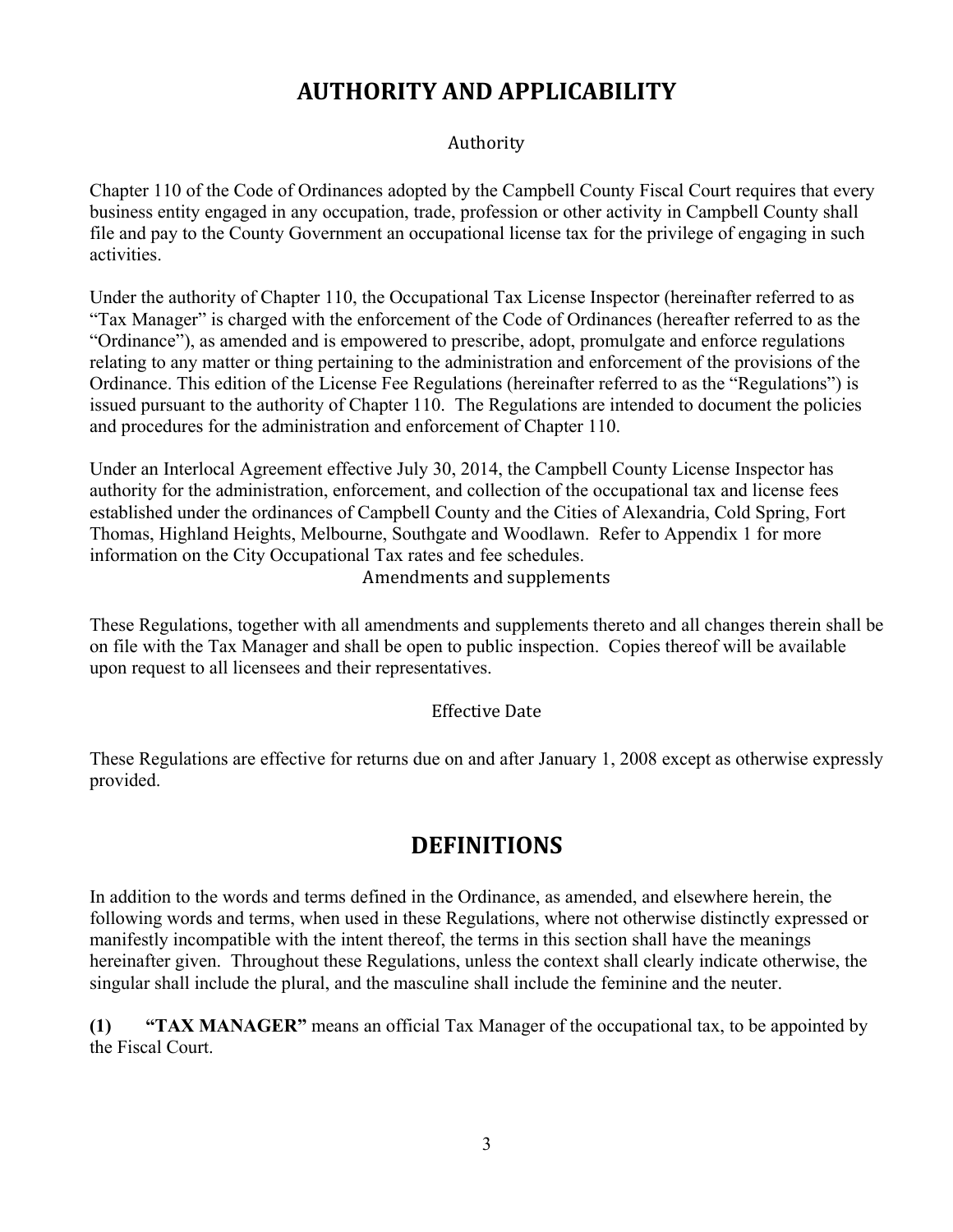# AUTHORITY AND APPLICABILITY

### Authority

Chapter 110 of the Code of Ordinances adopted by the Campbell County Fiscal Court requires that every business entity engaged in any occupation, trade, profession or other activity in Campbell County shall file and pay to the County Government an occupational license tax for the privilege of engaging in such activities.

Under the authority of Chapter 110, the Occupational Tax License Inspector (hereinafter referred to as "Tax Manager" is charged with the enforcement of the Code of Ordinances (hereafter referred to as the "Ordinance"), as amended and is empowered to prescribe, adopt, promulgate and enforce regulations relating to any matter or thing pertaining to the administration and enforcement of the provisions of the Ordinance. This edition of the License Fee Regulations (hereinafter referred to as the "Regulations") is issued pursuant to the authority of Chapter 110. The Regulations are intended to document the policies and procedures for the administration and enforcement of Chapter 110.

Under an Interlocal Agreement effective July 30, 2014, the Campbell County License Inspector has authority for the administration, enforcement, and collection of the occupational tax and license fees established under the ordinances of Campbell County and the Cities of Alexandria, Cold Spring, Fort Thomas, Highland Heights, Melbourne, Southgate and Woodlawn. Refer to Appendix 1 for more information on the City Occupational Tax rates and fee schedules.

### Amendments and supplements

These Regulations, together with all amendments and supplements thereto and all changes therein shall be on file with the Tax Manager and shall be open to public inspection. Copies thereof will be available upon request to all licensees and their representatives.

### Effective Date

These Regulations are effective for returns due on and after January 1, 2008 except as otherwise expressly provided.

# DEFINITIONS

In addition to the words and terms defined in the Ordinance, as amended, and elsewhere herein, the following words and terms, when used in these Regulations, where not otherwise distinctly expressed or manifestly incompatible with the intent thereof, the terms in this section shall have the meanings hereinafter given. Throughout these Regulations, unless the context shall clearly indicate otherwise, the singular shall include the plural, and the masculine shall include the feminine and the neuter.

**(1) "TAX MANAGER"** means an official Tax Manager of the occupational tax, to be appointed by the Fiscal Court.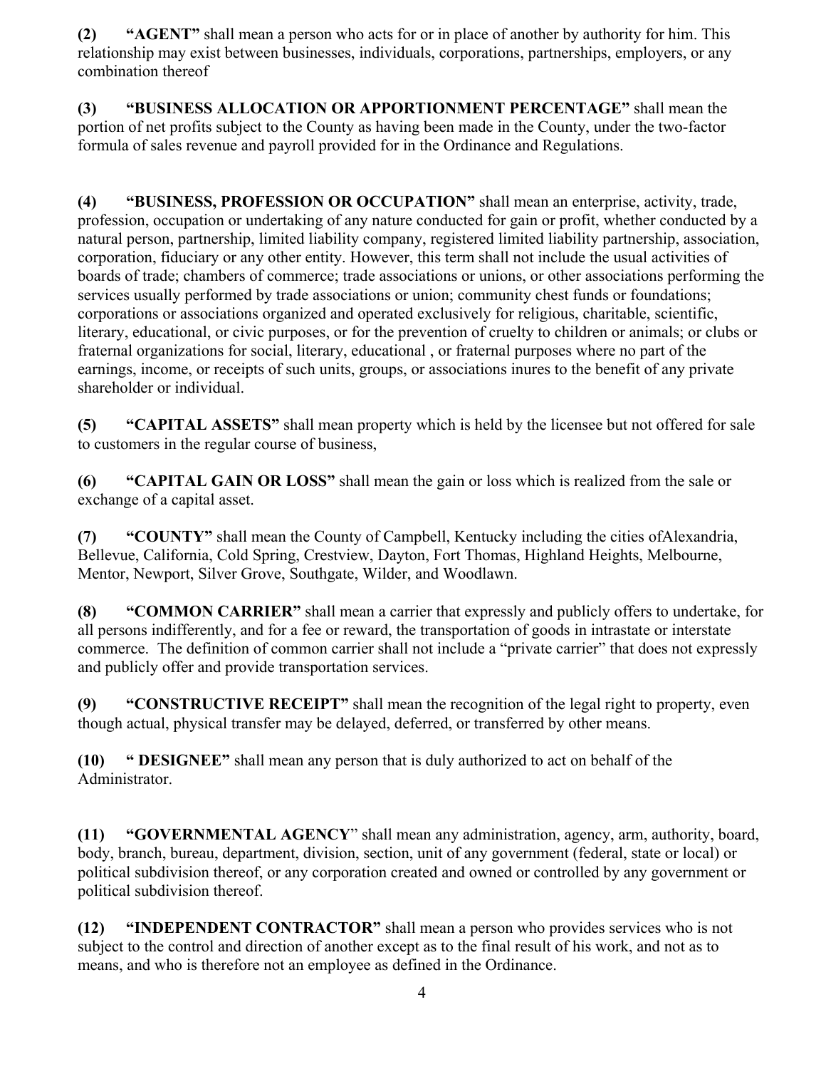**(2) "AGENT"** shall mean a person who acts for or in place of another by authority for him. This relationship may exist between businesses, individuals, corporations, partnerships, employers, or any combination thereof

**(3) "BUSINESS ALLOCATION OR APPORTIONMENT PERCENTAGE"** shall mean the portion of net profits subject to the County as having been made in the County, under the two-factor formula of sales revenue and payroll provided for in the Ordinance and Regulations.

**(4) "BUSINESS, PROFESSION OR OCCUPATION"** shall mean an enterprise, activity, trade, profession, occupation or undertaking of any nature conducted for gain or profit, whether conducted by a natural person, partnership, limited liability company, registered limited liability partnership, association, corporation, fiduciary or any other entity. However, this term shall not include the usual activities of boards of trade; chambers of commerce; trade associations or unions, or other associations performing the services usually performed by trade associations or union; community chest funds or foundations; corporations or associations organized and operated exclusively for religious, charitable, scientific, literary, educational, or civic purposes, or for the prevention of cruelty to children or animals; or clubs or fraternal organizations for social, literary, educational , or fraternal purposes where no part of the earnings, income, or receipts of such units, groups, or associations inures to the benefit of any private shareholder or individual.

**(5) "CAPITAL ASSETS"** shall mean property which is held by the licensee but not offered for sale to customers in the regular course of business,

**(6) "CAPITAL GAIN OR LOSS"** shall mean the gain or loss which is realized from the sale or exchange of a capital asset.

**(7) "COUNTY"** shall mean the County of Campbell, Kentucky including the cities ofAlexandria, Bellevue, California, Cold Spring, Crestview, Dayton, Fort Thomas, Highland Heights, Melbourne, Mentor, Newport, Silver Grove, Southgate, Wilder, and Woodlawn.

**(8) "COMMON CARRIER"** shall mean a carrier that expressly and publicly offers to undertake, for all persons indifferently, and for a fee or reward, the transportation of goods in intrastate or interstate commerce. The definition of common carrier shall not include a "private carrier" that does not expressly and publicly offer and provide transportation services.

**(9) "CONSTRUCTIVE RECEIPT"** shall mean the recognition of the legal right to property, even though actual, physical transfer may be delayed, deferred, or transferred by other means.

**(10) " DESIGNEE"** shall mean any person that is duly authorized to act on behalf of the Administrator.

**(11) "GOVERNMENTAL AGENCY"** shall mean any administration, agency, arm, authority, board, body, branch, bureau, department, division, section, unit of any government (federal, state or local) or political subdivision thereof, or any corporation created and owned or controlled by any government or political subdivision thereof.

**(12) "INDEPENDENT CONTRACTOR"** shall mean a person who provides services who is not subject to the control and direction of another except as to the final result of his work, and not as to means, and who is therefore not an employee as defined in the Ordinance.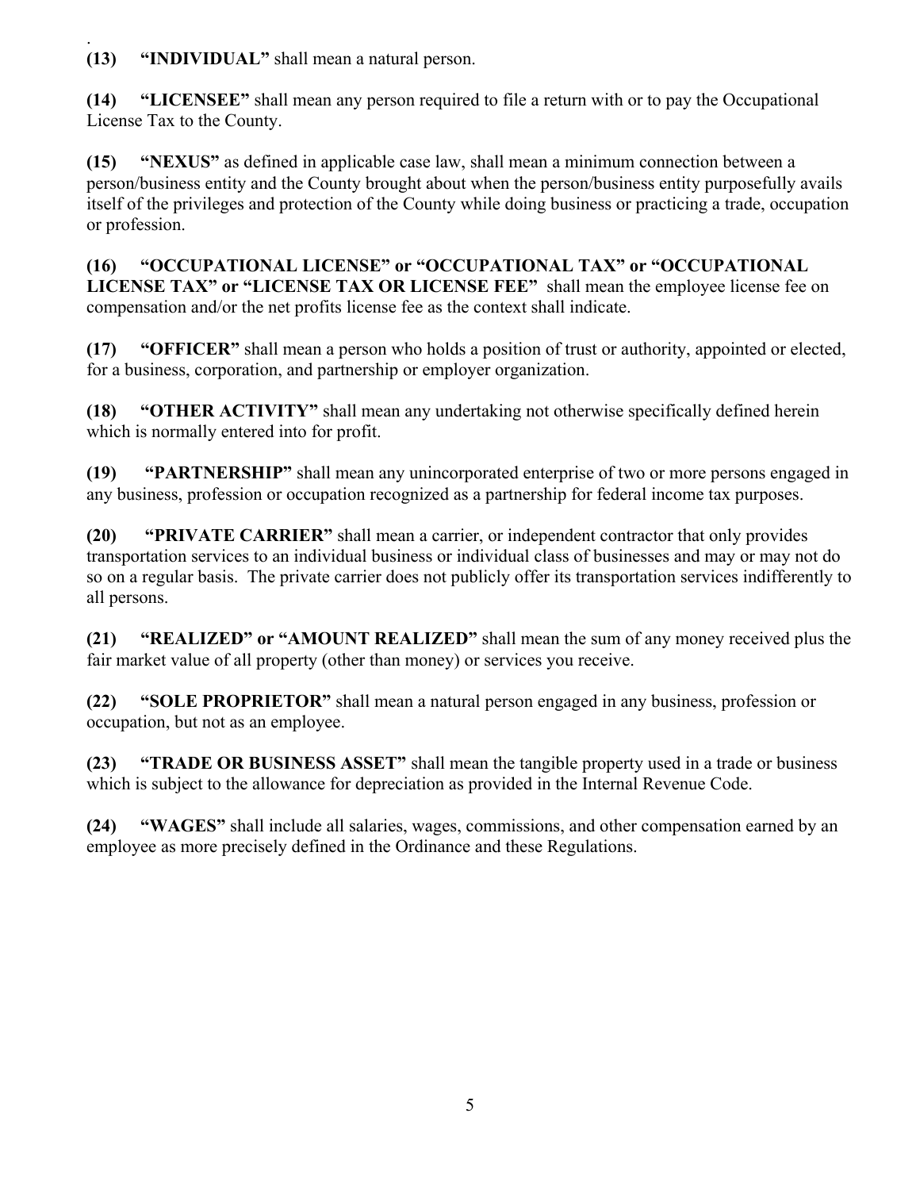.
**(13) "INDIVIDUAL"** shall mean a natural person.

**(14) "LICENSEE"** shall mean any person required to file a return with or to pay the Occupational License Tax to the County.

**(15) "NEXUS"** as defined in applicable case law, shall mean a minimum connection between a person/business entity and the County brought about when the person/business entity purposefully avails itself of the privileges and protection of the County while doing business or practicing a trade, occupation or profession.

**(16) "OCCUPATIONAL LICENSE" or "OCCUPATIONAL TAX" or "OCCUPATIONAL LICENSE TAX" or "LICENSE TAX OR LICENSE FEE"** shall mean the employee license fee on compensation and/or the net profits license fee as the context shall indicate.

**(17) "OFFICER"** shall mean a person who holds a position of trust or authority, appointed or elected, for a business, corporation, and partnership or employer organization.

**(18) "OTHER ACTIVITY"** shall mean any undertaking not otherwise specifically defined herein which is normally entered into for profit.

**(19) "PARTNERSHIP"** shall mean any unincorporated enterprise of two or more persons engaged in any business, profession or occupation recognized as a partnership for federal income tax purposes.

**(20) "PRIVATE CARRIER"** shall mean a carrier, or independent contractor that only provides transportation services to an individual business or individual class of businesses and may or may not do so on a regular basis. The private carrier does not publicly offer its transportation services indifferently to all persons.

**(21) "REALIZED" or "AMOUNT REALIZED"** shall mean the sum of any money received plus the fair market value of all property (other than money) or services you receive.

**(22) "SOLE PROPRIETOR"** shall mean a natural person engaged in any business, profession or occupation, but not as an employee.

**(23) "TRADE OR BUSINESS ASSET"** shall mean the tangible property used in a trade or business which is subject to the allowance for depreciation as provided in the Internal Revenue Code.

**(24) "WAGES"** shall include all salaries, wages, commissions, and other compensation earned by an employee as more precisely defined in the Ordinance and these Regulations.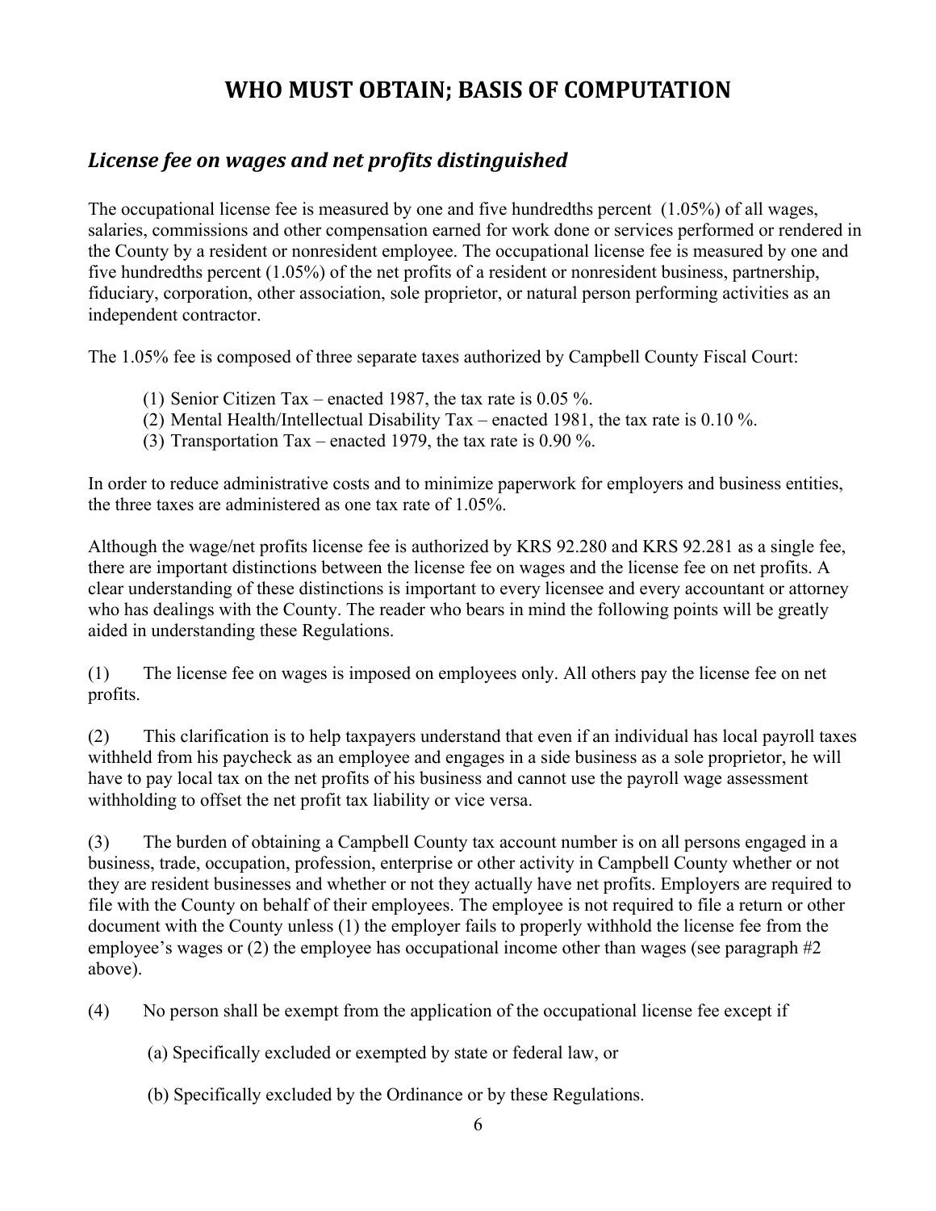# WHO MUST OBTAIN; BASIS OF COMPUTATION

## *License fee on wages and net profits distinguished*

The occupational license fee is measured by one and five hundredths percent (1.05%) of all wages, salaries, commissions and other compensation earned for work done or services performed or rendered in the County by a resident or nonresident employee. The occupational license fee is measured by one and five hundredths percent (1.05%) of the net profits of a resident or nonresident business, partnership, fiduciary, corporation, other association, sole proprietor, or natural person performing activities as an independent contractor.

The 1.05% fee is composed of three separate taxes authorized by Campbell County Fiscal Court:

(1) Senior Citizen Tax – enacted 1987, the tax rate is 0.05 %.
(2) Mental Health/Intellectual Disability Tax – enacted 1981, the tax rate is 0.10 %.
(3) Transportation Tax – enacted 1979, the tax rate is 0.90 %.

In order to reduce administrative costs and to minimize paperwork for employers and business entities, the three taxes are administered as one tax rate of 1.05%.

Although the wage/net profits license fee is authorized by KRS 92.280 and KRS 92.281 as a single fee, there are important distinctions between the license fee on wages and the license fee on net profits. A clear understanding of these distinctions is important to every licensee and every accountant or attorney who has dealings with the County. The reader who bears in mind the following points will be greatly aided in understanding these Regulations.

(1) The license fee on wages is imposed on employees only. All others pay the license fee on net profits.

(2) This clarification is to help taxpayers understand that even if an individual has local payroll taxes withheld from his paycheck as an employee and engages in a side business as a sole proprietor, he will have to pay local tax on the net profits of his business and cannot use the payroll wage assessment withholding to offset the net profit tax liability or vice versa.

(3) The burden of obtaining a Campbell County tax account number is on all persons engaged in a business, trade, occupation, profession, enterprise or other activity in Campbell County whether or not they are resident businesses and whether or not they actually have net profits. Employers are required to file with the County on behalf of their employees. The employee is not required to file a return or other document with the County unless (1) the employer fails to properly withhold the license fee from the employee's wages or (2) the employee has occupational income other than wages (see paragraph #2 above).

(4) No person shall be exempt from the application of the occupational license fee except if

(a) Specifically excluded or exempted by state or federal law, or

(b) Specifically excluded by the Ordinance or by these Regulations.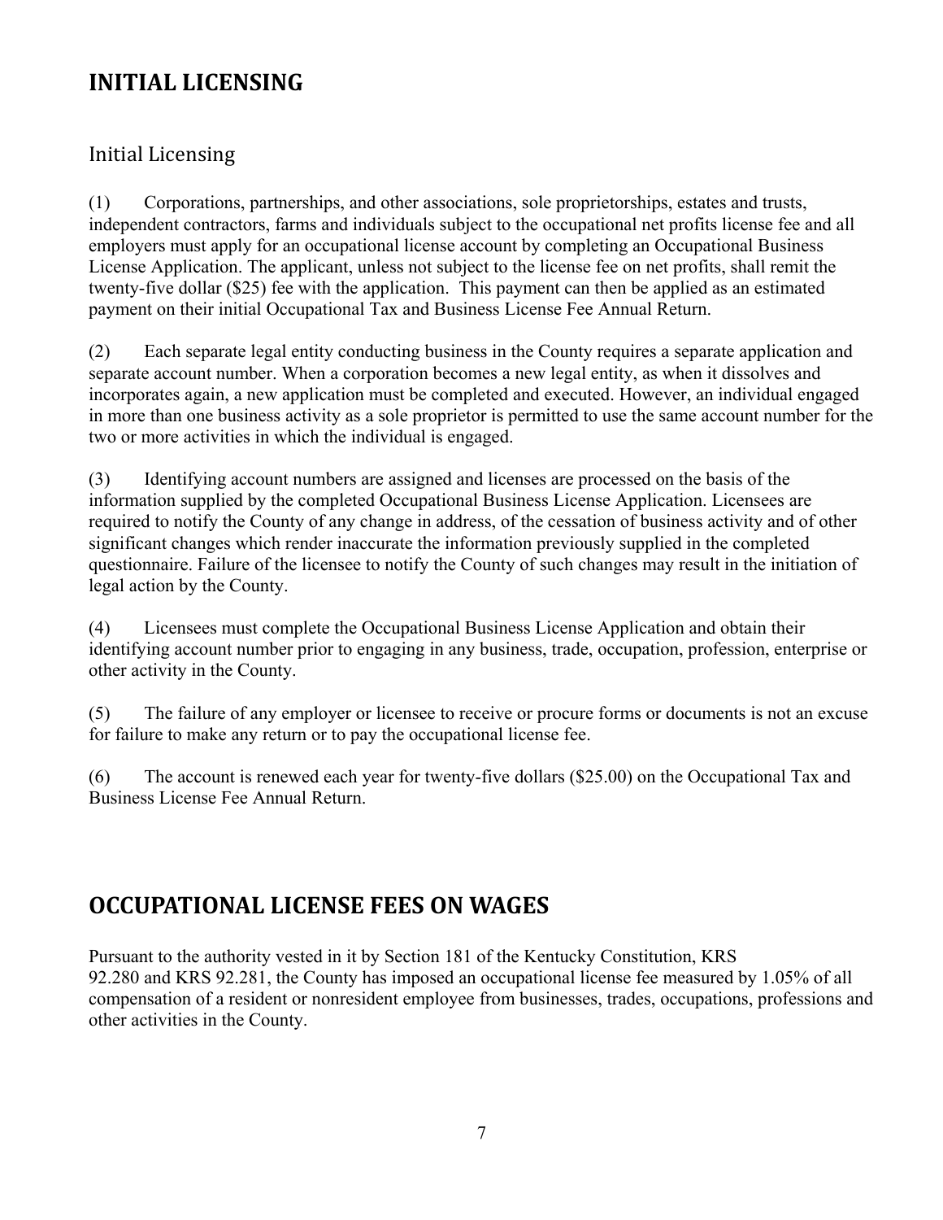# INITIAL LICENSING

## Initial Licensing

(1) Corporations, partnerships, and other associations, sole proprietorships, estates and trusts, independent contractors, farms and individuals subject to the occupational net profits license fee and all employers must apply for an occupational license account by completing an Occupational Business License Application. The applicant, unless not subject to the license fee on net profits, shall remit the twenty-five dollar ($25) fee with the application. This payment can then be applied as an estimated payment on their initial Occupational Tax and Business License Fee Annual Return.

(2) Each separate legal entity conducting business in the County requires a separate application and separate account number. When a corporation becomes a new legal entity, as when it dissolves and incorporates again, a new application must be completed and executed. However, an individual engaged in more than one business activity as a sole proprietor is permitted to use the same account number for the two or more activities in which the individual is engaged.

(3) Identifying account numbers are assigned and licenses are processed on the basis of the information supplied by the completed Occupational Business License Application. Licensees are required to notify the County of any change in address, of the cessation of business activity and of other significant changes which render inaccurate the information previously supplied in the completed questionnaire. Failure of the licensee to notify the County of such changes may result in the initiation of legal action by the County.

(4) Licensees must complete the Occupational Business License Application and obtain their identifying account number prior to engaging in any business, trade, occupation, profession, enterprise or other activity in the County.

(5) The failure of any employer or licensee to receive or procure forms or documents is not an excuse for failure to make any return or to pay the occupational license fee.

(6) The account is renewed each year for twenty-five dollars ($25.00) on the Occupational Tax and Business License Fee Annual Return.

# OCCUPATIONAL LICENSE FEES ON WAGES

Pursuant to the authority vested in it by Section 181 of the Kentucky Constitution, KRS 92.280 and KRS 92.281, the County has imposed an occupational license fee measured by 1.05% of all compensation of a resident or nonresident employee from businesses, trades, occupations, professions and other activities in the County.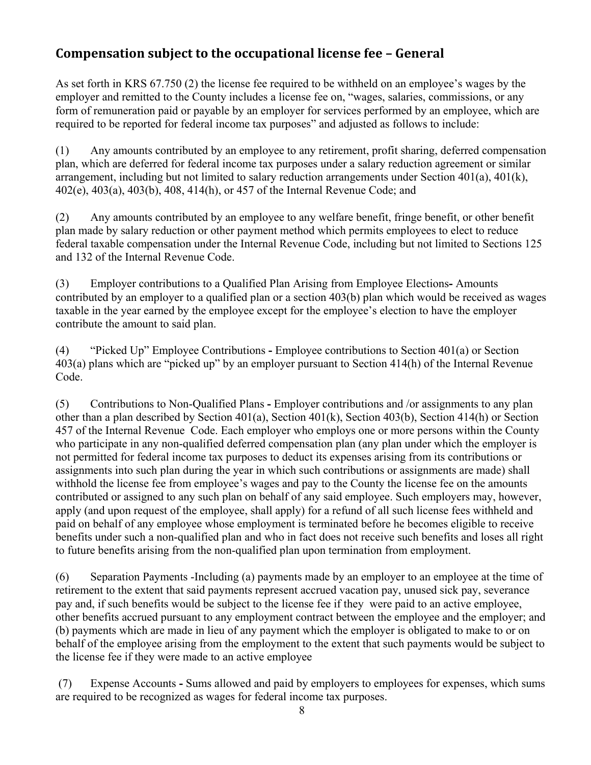## Compensation subject to the occupational license fee – General

As set forth in KRS 67.750 (2) the license fee required to be withheld on an employee's wages by the employer and remitted to the County includes a license fee on, "wages, salaries, commissions, or any form of remuneration paid or payable by an employer for services performed by an employee, which are required to be reported for federal income tax purposes" and adjusted as follows to include:

(1) Any amounts contributed by an employee to any retirement, profit sharing, deferred compensation plan, which are deferred for federal income tax purposes under a salary reduction agreement or similar arrangement, including but not limited to salary reduction arrangements under Section 401(a), 401(k), 402(e), 403(a), 403(b), 408, 414(h), or 457 of the Internal Revenue Code; and

(2) Any amounts contributed by an employee to any welfare benefit, fringe benefit, or other benefit plan made by salary reduction or other payment method which permits employees to elect to reduce federal taxable compensation under the Internal Revenue Code, including but not limited to Sections 125 and 132 of the Internal Revenue Code.

(3) Employer contributions to a Qualified Plan Arising from Employee Elections**-** Amounts contributed by an employer to a qualified plan or a section 403(b) plan which would be received as wages taxable in the year earned by the employee except for the employee's election to have the employer contribute the amount to said plan.

(4) "Picked Up" Employee Contributions **-** Employee contributions to Section 401(a) or Section 403(a) plans which are "picked up" by an employer pursuant to Section 414(h) of the Internal Revenue Code.

(5) Contributions to Non-Qualified Plans **-** Employer contributions and /or assignments to any plan other than a plan described by Section 401(a), Section 401(k), Section 403(b), Section 414(h) or Section 457 of the Internal Revenue Code. Each employer who employs one or more persons within the County who participate in any non-qualified deferred compensation plan (any plan under which the employer is not permitted for federal income tax purposes to deduct its expenses arising from its contributions or assignments into such plan during the year in which such contributions or assignments are made) shall withhold the license fee from employee's wages and pay to the County the license fee on the amounts contributed or assigned to any such plan on behalf of any said employee. Such employers may, however, apply (and upon request of the employee, shall apply) for a refund of all such license fees withheld and paid on behalf of any employee whose employment is terminated before he becomes eligible to receive benefits under such a non-qualified plan and who in fact does not receive such benefits and loses all right to future benefits arising from the non-qualified plan upon termination from employment.

(6) Separation Payments -Including (a) payments made by an employer to an employee at the time of retirement to the extent that said payments represent accrued vacation pay, unused sick pay, severance pay and, if such benefits would be subject to the license fee if they were paid to an active employee, other benefits accrued pursuant to any employment contract between the employee and the employer; and (b) payments which are made in lieu of any payment which the employer is obligated to make to or on behalf of the employee arising from the employment to the extent that such payments would be subject to the license fee if they were made to an active employee

(7) Expense Accounts **-** Sums allowed and paid by employers to employees for expenses, which sums are required to be recognized as wages for federal income tax purposes.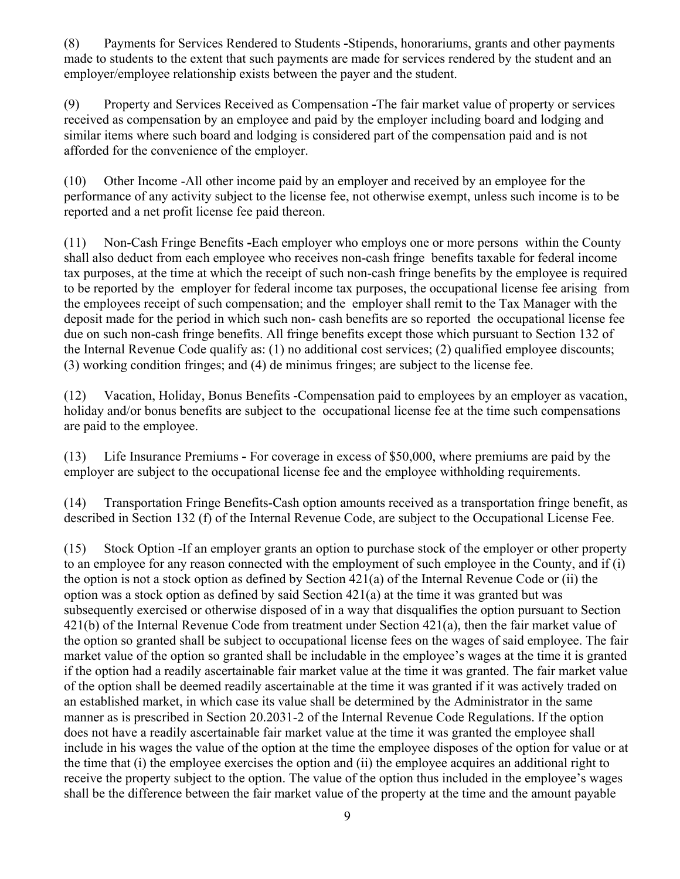(8) Payments for Services Rendered to Students -Stipends, honorariums, grants and other payments made to students to the extent that such payments are made for services rendered by the student and an employer/employee relationship exists between the payer and the student.

(9) Property and Services Received as Compensation -The fair market value of property or services received as compensation by an employee and paid by the employer including board and lodging and similar items where such board and lodging is considered part of the compensation paid and is not afforded for the convenience of the employer.

(10) Other Income -All other income paid by an employer and received by an employee for the performance of any activity subject to the license fee, not otherwise exempt, unless such income is to be reported and a net profit license fee paid thereon.

(11) Non-Cash Fringe Benefits -Each employer who employs one or more persons within the County shall also deduct from each employee who receives non-cash fringe benefits taxable for federal income tax purposes, at the time at which the receipt of such non-cash fringe benefits by the employee is required to be reported by the employer for federal income tax purposes, the occupational license fee arising from the employees receipt of such compensation; and the employer shall remit to the Tax Manager with the deposit made for the period in which such non- cash benefits are so reported the occupational license fee due on such non-cash fringe benefits. All fringe benefits except those which pursuant to Section 132 of the Internal Revenue Code qualify as: (1) no additional cost services; (2) qualified employee discounts; (3) working condition fringes; and (4) de minimus fringes; are subject to the license fee.

(12) Vacation, Holiday, Bonus Benefits -Compensation paid to employees by an employer as vacation, holiday and/or bonus benefits are subject to the occupational license fee at the time such compensations are paid to the employee.

(13) Life Insurance Premiums - For coverage in excess of $50,000, where premiums are paid by the employer are subject to the occupational license fee and the employee withholding requirements.

(14) Transportation Fringe Benefits-Cash option amounts received as a transportation fringe benefit, as described in Section 132 (f) of the Internal Revenue Code, are subject to the Occupational License Fee.

(15) Stock Option -If an employer grants an option to purchase stock of the employer or other property to an employee for any reason connected with the employment of such employee in the County, and if (i) the option is not a stock option as defined by Section 421(a) of the Internal Revenue Code or (ii) the option was a stock option as defined by said Section 421(a) at the time it was granted but was subsequently exercised or otherwise disposed of in a way that disqualifies the option pursuant to Section 421(b) of the Internal Revenue Code from treatment under Section 421(a), then the fair market value of the option so granted shall be subject to occupational license fees on the wages of said employee. The fair market value of the option so granted shall be includable in the employee's wages at the time it is granted if the option had a readily ascertainable fair market value at the time it was granted. The fair market value of the option shall be deemed readily ascertainable at the time it was granted if it was actively traded on an established market, in which case its value shall be determined by the Administrator in the same manner as is prescribed in Section 20.2031-2 of the Internal Revenue Code Regulations. If the option does not have a readily ascertainable fair market value at the time it was granted the employee shall include in his wages the value of the option at the time the employee disposes of the option for value or at the time that (i) the employee exercises the option and (ii) the employee acquires an additional right to receive the property subject to the option. The value of the option thus included in the employee's wages shall be the difference between the fair market value of the property at the time and the amount payable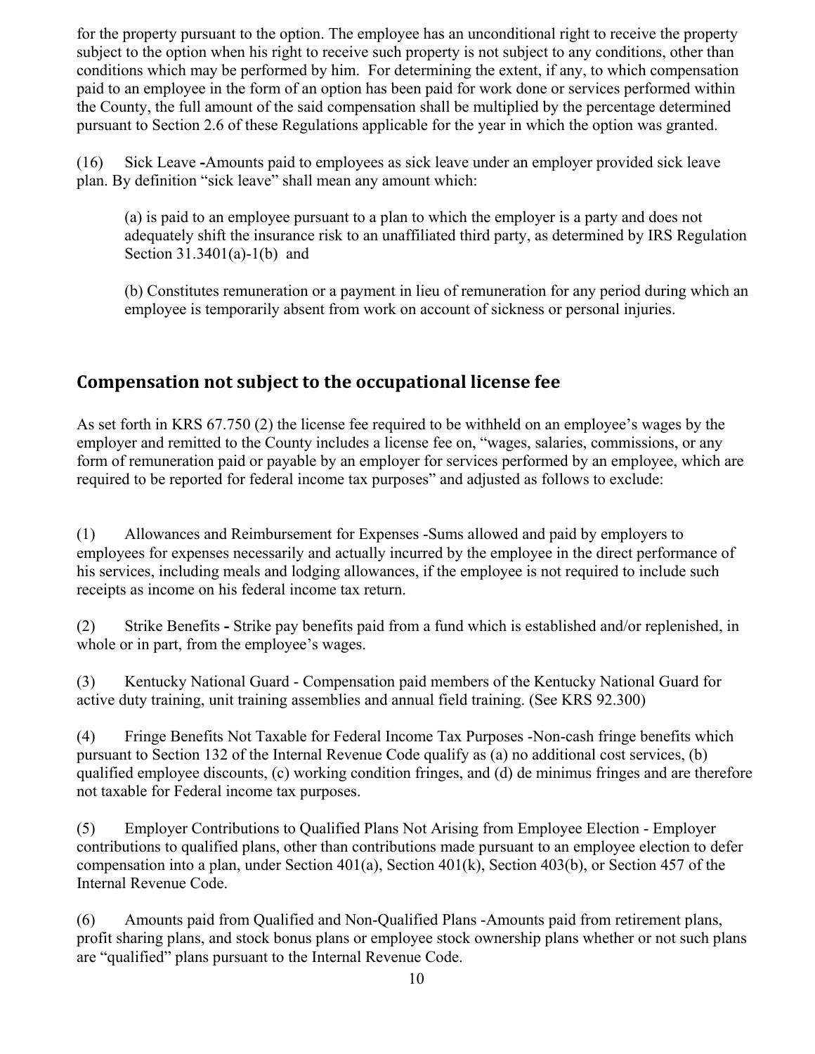for the property pursuant to the option. The employee has an unconditional right to receive the property subject to the option when his right to receive such property is not subject to any conditions, other than conditions which may be performed by him. For determining the extent, if any, to which compensation paid to an employee in the form of an option has been paid for work done or services performed within the County, the full amount of the said compensation shall be multiplied by the percentage determined pursuant to Section 2.6 of these Regulations applicable for the year in which the option was granted.

(16) Sick Leave **-**Amounts paid to employees as sick leave under an employer provided sick leave plan. By definition "sick leave" shall mean any amount which:

(a) is paid to an employee pursuant to a plan to which the employer is a party and does not adequately shift the insurance risk to an unaffiliated third party, as determined by IRS Regulation Section 31.3401(a)-1(b) and

(b) Constitutes remuneration or a payment in lieu of remuneration for any period during which an employee is temporarily absent from work on account of sickness or personal injuries.

## Compensation not subject to the occupational license fee

As set forth in KRS 67.750 (2) the license fee required to be withheld on an employee's wages by the employer and remitted to the County includes a license fee on, "wages, salaries, commissions, or any form of remuneration paid or payable by an employer for services performed by an employee, which are required to be reported for federal income tax purposes" and adjusted as follows to exclude:

(1) Allowances and Reimbursement for Expenses -Sums allowed and paid by employers to employees for expenses necessarily and actually incurred by the employee in the direct performance of his services, including meals and lodging allowances, if the employee is not required to include such receipts as income on his federal income tax return.

(2) Strike Benefits **-** Strike pay benefits paid from a fund which is established and/or replenished, in whole or in part, from the employee's wages.

(3) Kentucky National Guard - Compensation paid members of the Kentucky National Guard for active duty training, unit training assemblies and annual field training. (See KRS 92.300)

(4) Fringe Benefits Not Taxable for Federal Income Tax Purposes -Non-cash fringe benefits which pursuant to Section 132 of the Internal Revenue Code qualify as (a) no additional cost services, (b) qualified employee discounts, (c) working condition fringes, and (d) de minimus fringes and are therefore not taxable for Federal income tax purposes.

(5) Employer Contributions to Qualified Plans Not Arising from Employee Election - Employer contributions to qualified plans, other than contributions made pursuant to an employee election to defer compensation into a plan, under Section 401(a), Section 401(k), Section 403(b), or Section 457 of the Internal Revenue Code.

(6) Amounts paid from Qualified and Non-Qualified Plans -Amounts paid from retirement plans, profit sharing plans, and stock bonus plans or employee stock ownership plans whether or not such plans are "qualified" plans pursuant to the Internal Revenue Code.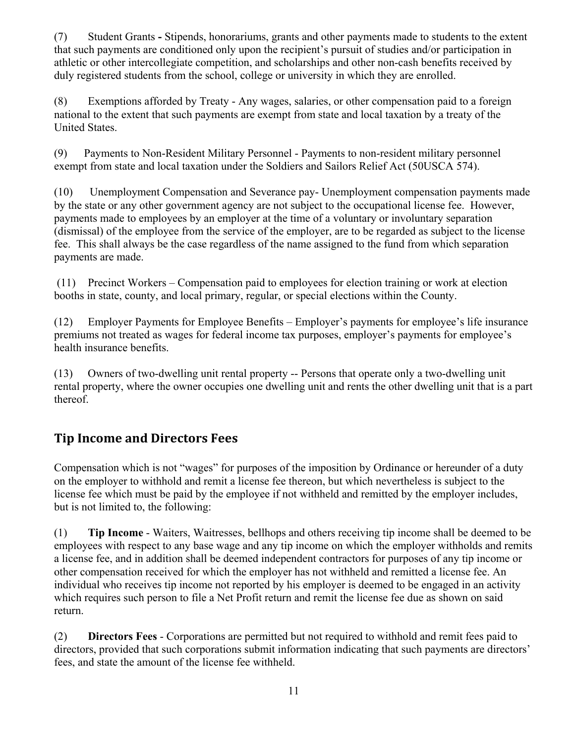(7) Student Grants **-** Stipends, honorariums, grants and other payments made to students to the extent that such payments are conditioned only upon the recipient's pursuit of studies and/or participation in athletic or other intercollegiate competition, and scholarships and other non-cash benefits received by duly registered students from the school, college or university in which they are enrolled.

(8) Exemptions afforded by Treaty - Any wages, salaries, or other compensation paid to a foreign national to the extent that such payments are exempt from state and local taxation by a treaty of the United States.

(9) Payments to Non-Resident Military Personnel - Payments to non-resident military personnel exempt from state and local taxation under the Soldiers and Sailors Relief Act (50USCA 574).

(10) Unemployment Compensation and Severance pay- Unemployment compensation payments made by the state or any other government agency are not subject to the occupational license fee. However, payments made to employees by an employer at the time of a voluntary or involuntary separation (dismissal) of the employee from the service of the employer, are to be regarded as subject to the license fee. This shall always be the case regardless of the name assigned to the fund from which separation payments are made.

(11) Precinct Workers – Compensation paid to employees for election training or work at election booths in state, county, and local primary, regular, or special elections within the County.

(12) Employer Payments for Employee Benefits – Employer's payments for employee's life insurance premiums not treated as wages for federal income tax purposes, employer's payments for employee's health insurance benefits.

(13) Owners of two-dwelling unit rental property -- Persons that operate only a two-dwelling unit rental property, where the owner occupies one dwelling unit and rents the other dwelling unit that is a part thereof.

## Tip Income and Directors Fees

Compensation which is not "wages" for purposes of the imposition by Ordinance or hereunder of a duty on the employer to withhold and remit a license fee thereon, but which nevertheless is subject to the license fee which must be paid by the employee if not withheld and remitted by the employer includes, but is not limited to, the following:

(1) **Tip Income** - Waiters, Waitresses, bellhops and others receiving tip income shall be deemed to be employees with respect to any base wage and any tip income on which the employer withholds and remits a license fee, and in addition shall be deemed independent contractors for purposes of any tip income or other compensation received for which the employer has not withheld and remitted a license fee. An individual who receives tip income not reported by his employer is deemed to be engaged in an activity which requires such person to file a Net Profit return and remit the license fee due as shown on said return.

(2) **Directors Fees** - Corporations are permitted but not required to withhold and remit fees paid to directors, provided that such corporations submit information indicating that such payments are directors' fees, and state the amount of the license fee withheld.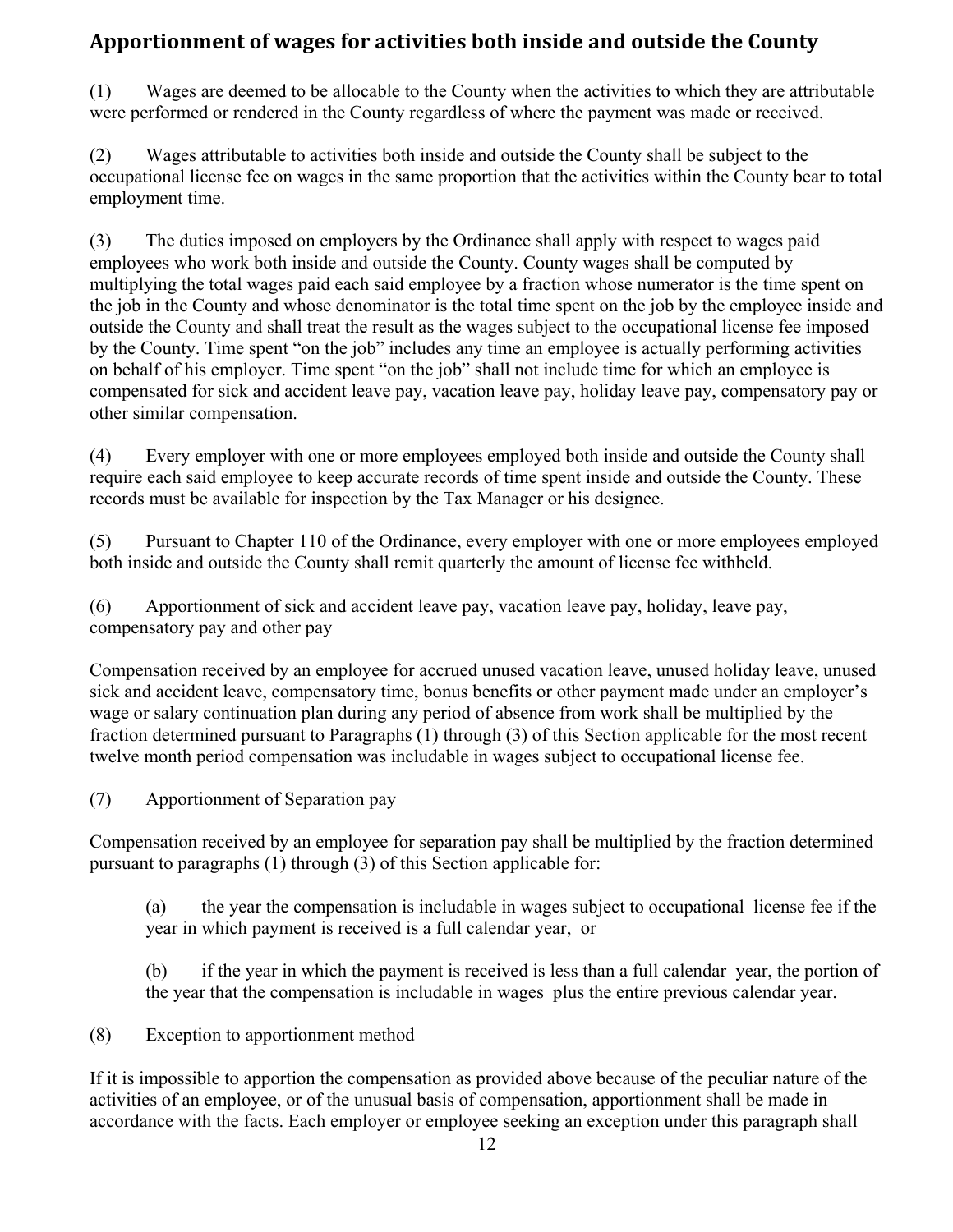## Apportionment of wages for activities both inside and outside the County

(1) Wages are deemed to be allocable to the County when the activities to which they are attributable were performed or rendered in the County regardless of where the payment was made or received.

(2) Wages attributable to activities both inside and outside the County shall be subject to the occupational license fee on wages in the same proportion that the activities within the County bear to total employment time.

(3) The duties imposed on employers by the Ordinance shall apply with respect to wages paid employees who work both inside and outside the County. County wages shall be computed by multiplying the total wages paid each said employee by a fraction whose numerator is the time spent on the job in the County and whose denominator is the total time spent on the job by the employee inside and outside the County and shall treat the result as the wages subject to the occupational license fee imposed by the County. Time spent "on the job" includes any time an employee is actually performing activities on behalf of his employer. Time spent "on the job" shall not include time for which an employee is compensated for sick and accident leave pay, vacation leave pay, holiday leave pay, compensatory pay or other similar compensation.

(4) Every employer with one or more employees employed both inside and outside the County shall require each said employee to keep accurate records of time spent inside and outside the County. These records must be available for inspection by the Tax Manager or his designee.

(5) Pursuant to Chapter 110 of the Ordinance, every employer with one or more employees employed both inside and outside the County shall remit quarterly the amount of license fee withheld.

(6) Apportionment of sick and accident leave pay, vacation leave pay, holiday, leave pay, compensatory pay and other pay

Compensation received by an employee for accrued unused vacation leave, unused holiday leave, unused sick and accident leave, compensatory time, bonus benefits or other payment made under an employer's wage or salary continuation plan during any period of absence from work shall be multiplied by the fraction determined pursuant to Paragraphs (1) through (3) of this Section applicable for the most recent twelve month period compensation was includable in wages subject to occupational license fee.

(7) Apportionment of Separation pay

Compensation received by an employee for separation pay shall be multiplied by the fraction determined pursuant to paragraphs (1) through (3) of this Section applicable for:

> (a) the year the compensation is includable in wages subject to occupational license fee if the year in which payment is received is a full calendar year, or
>
> (b) if the year in which the payment is received is less than a full calendar year, the portion of the year that the compensation is includable in wages plus the entire previous calendar year.

(8) Exception to apportionment method

If it is impossible to apportion the compensation as provided above because of the peculiar nature of the activities of an employee, or of the unusual basis of compensation, apportionment shall be made in accordance with the facts. Each employer or employee seeking an exception under this paragraph shall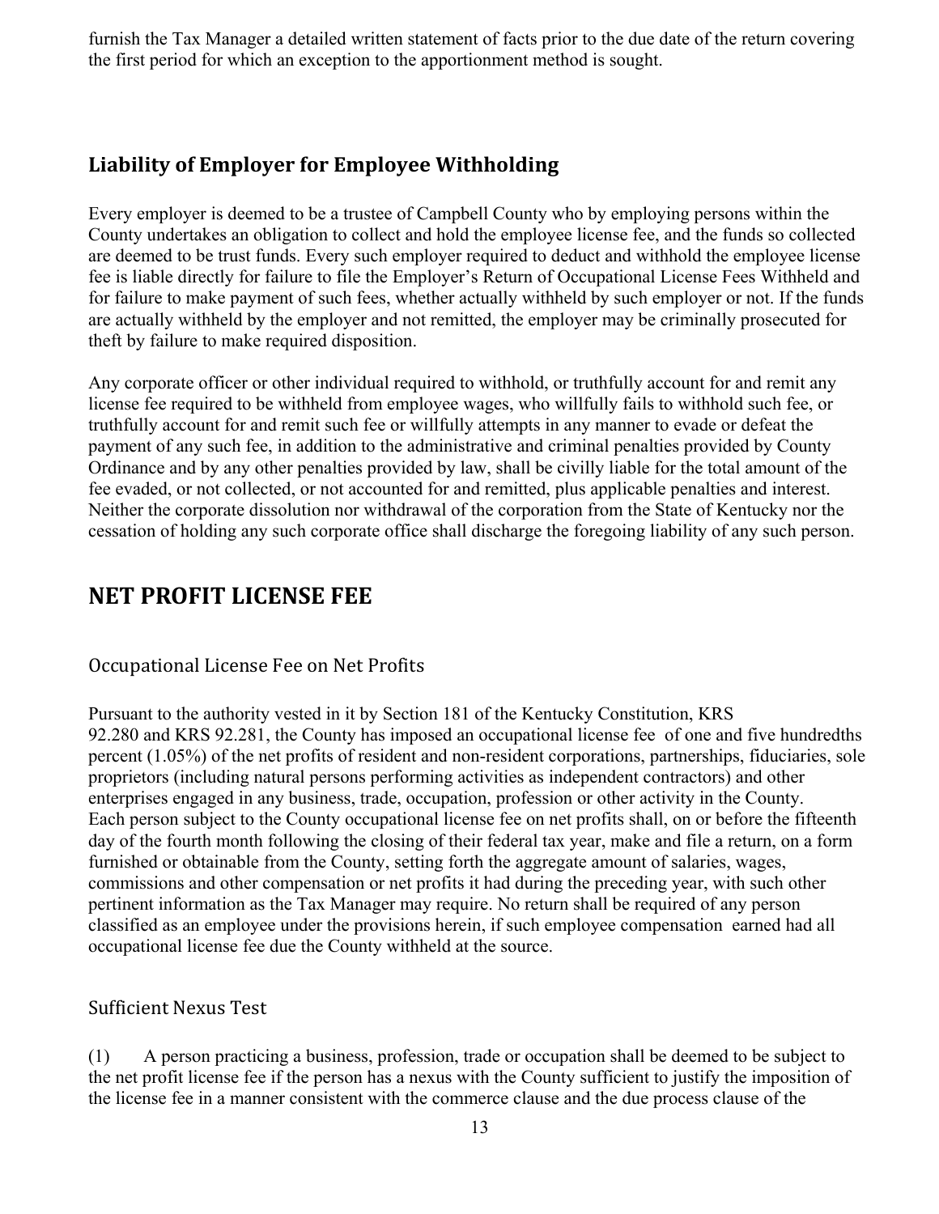furnish the Tax Manager a detailed written statement of facts prior to the due date of the return covering the first period for which an exception to the apportionment method is sought.

### Liability of Employer for Employee Withholding

Every employer is deemed to be a trustee of Campbell County who by employing persons within the County undertakes an obligation to collect and hold the employee license fee, and the funds so collected are deemed to be trust funds. Every such employer required to deduct and withhold the employee license fee is liable directly for failure to file the Employer's Return of Occupational License Fees Withheld and for failure to make payment of such fees, whether actually withheld by such employer or not. If the funds are actually withheld by the employer and not remitted, the employer may be criminally prosecuted for theft by failure to make required disposition.

Any corporate officer or other individual required to withhold, or truthfully account for and remit any license fee required to be withheld from employee wages, who willfully fails to withhold such fee, or truthfully account for and remit such fee or willfully attempts in any manner to evade or defeat the payment of any such fee, in addition to the administrative and criminal penalties provided by County Ordinance and by any other penalties provided by law, shall be civilly liable for the total amount of the fee evaded, or not collected, or not accounted for and remitted, plus applicable penalties and interest. Neither the corporate dissolution nor withdrawal of the corporation from the State of Kentucky nor the cessation of holding any such corporate office shall discharge the foregoing liability of any such person.

## NET PROFIT LICENSE FEE

#### Occupational License Fee on Net Profits

Pursuant to the authority vested in it by Section 181 of the Kentucky Constitution, KRS 92.280 and KRS 92.281, the County has imposed an occupational license fee of one and five hundredths percent (1.05%) of the net profits of resident and non-resident corporations, partnerships, fiduciaries, sole proprietors (including natural persons performing activities as independent contractors) and other enterprises engaged in any business, trade, occupation, profession or other activity in the County. Each person subject to the County occupational license fee on net profits shall, on or before the fifteenth day of the fourth month following the closing of their federal tax year, make and file a return, on a form furnished or obtainable from the County, setting forth the aggregate amount of salaries, wages, commissions and other compensation or net profits it had during the preceding year, with such other pertinent information as the Tax Manager may require. No return shall be required of any person classified as an employee under the provisions herein, if such employee compensation earned had all occupational license fee due the County withheld at the source.

#### Sufficient Nexus Test

(1) A person practicing a business, profession, trade or occupation shall be deemed to be subject to the net profit license fee if the person has a nexus with the County sufficient to justify the imposition of the license fee in a manner consistent with the commerce clause and the due process clause of the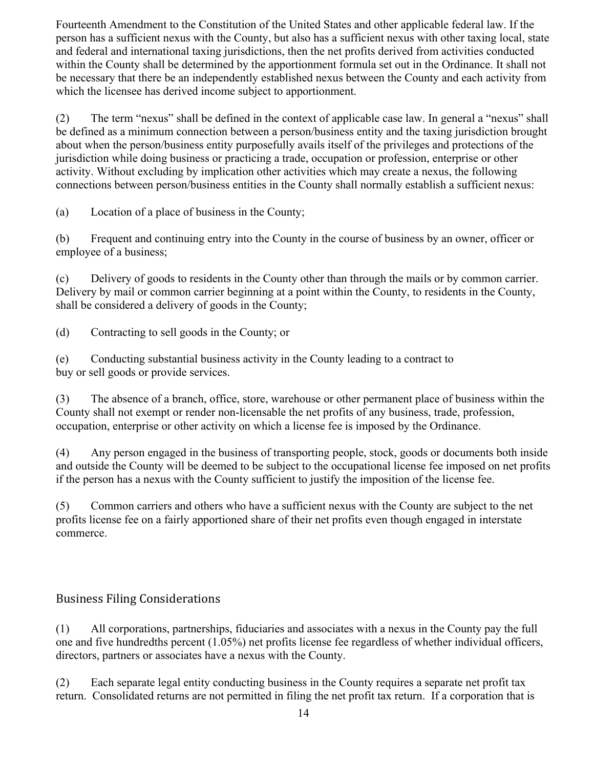Fourteenth Amendment to the Constitution of the United States and other applicable federal law. If the person has a sufficient nexus with the County, but also has a sufficient nexus with other taxing local, state and federal and international taxing jurisdictions, then the net profits derived from activities conducted within the County shall be determined by the apportionment formula set out in the Ordinance. It shall not be necessary that there be an independently established nexus between the County and each activity from which the licensee has derived income subject to apportionment.

(2) The term "nexus" shall be defined in the context of applicable case law. In general a "nexus" shall be defined as a minimum connection between a person/business entity and the taxing jurisdiction brought about when the person/business entity purposefully avails itself of the privileges and protections of the jurisdiction while doing business or practicing a trade, occupation or profession, enterprise or other activity. Without excluding by implication other activities which may create a nexus, the following connections between person/business entities in the County shall normally establish a sufficient nexus:

(a) Location of a place of business in the County;

(b) Frequent and continuing entry into the County in the course of business by an owner, officer or employee of a business;

(c) Delivery of goods to residents in the County other than through the mails or by common carrier. Delivery by mail or common carrier beginning at a point within the County, to residents in the County, shall be considered a delivery of goods in the County;

(d) Contracting to sell goods in the County; or

(e) Conducting substantial business activity in the County leading to a contract to buy or sell goods or provide services.

(3) The absence of a branch, office, store, warehouse or other permanent place of business within the County shall not exempt or render non-licensable the net profits of any business, trade, profession, occupation, enterprise or other activity on which a license fee is imposed by the Ordinance.

(4) Any person engaged in the business of transporting people, stock, goods or documents both inside and outside the County will be deemed to be subject to the occupational license fee imposed on net profits if the person has a nexus with the County sufficient to justify the imposition of the license fee.

(5) Common carriers and others who have a sufficient nexus with the County are subject to the net profits license fee on a fairly apportioned share of their net profits even though engaged in interstate commerce.

## Business Filing Considerations

(1) All corporations, partnerships, fiduciaries and associates with a nexus in the County pay the full one and five hundredths percent (1.05%) net profits license fee regardless of whether individual officers, directors, partners or associates have a nexus with the County.

(2) Each separate legal entity conducting business in the County requires a separate net profit tax return. Consolidated returns are not permitted in filing the net profit tax return. If a corporation that is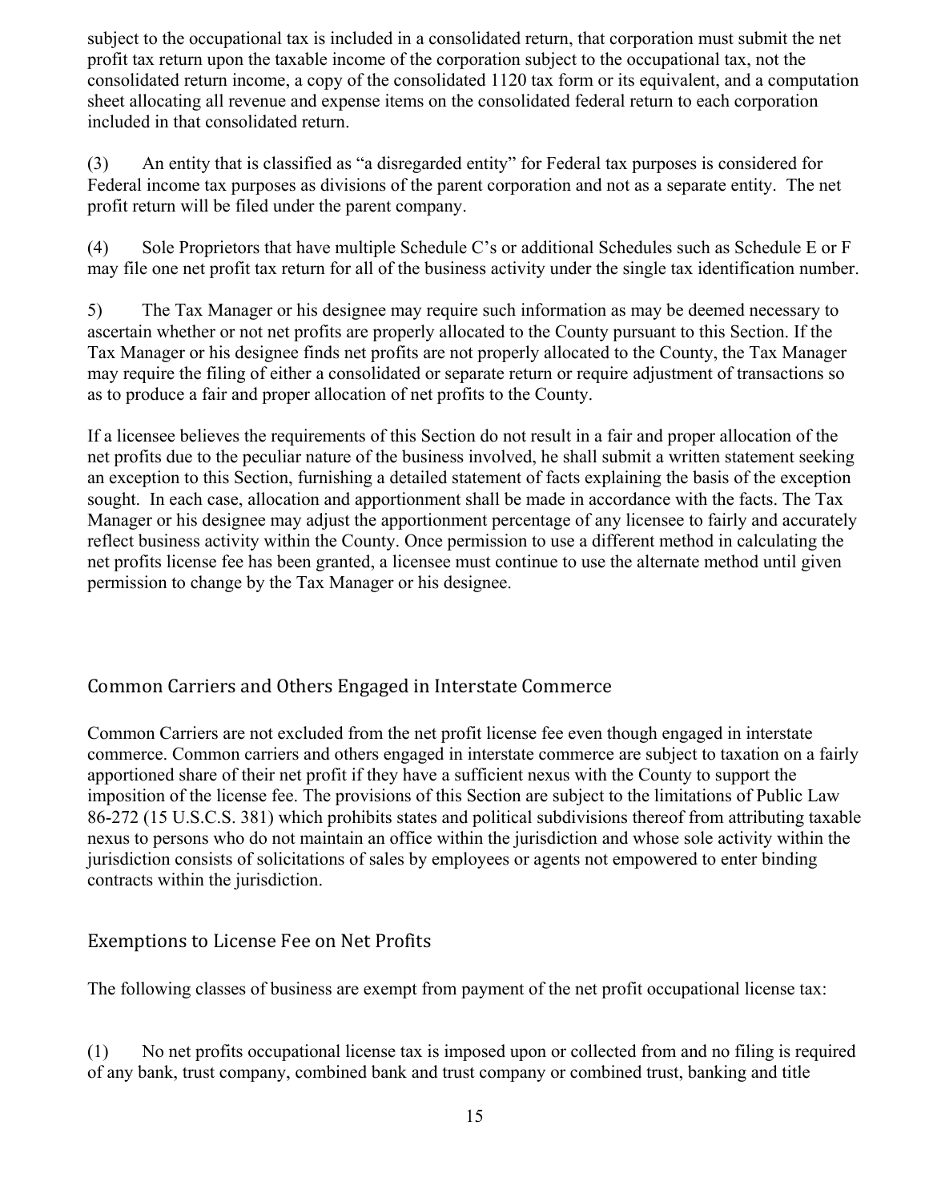subject to the occupational tax is included in a consolidated return, that corporation must submit the net profit tax return upon the taxable income of the corporation subject to the occupational tax, not the consolidated return income, a copy of the consolidated 1120 tax form or its equivalent, and a computation sheet allocating all revenue and expense items on the consolidated federal return to each corporation included in that consolidated return.

(3) An entity that is classified as "a disregarded entity" for Federal tax purposes is considered for Federal income tax purposes as divisions of the parent corporation and not as a separate entity. The net profit return will be filed under the parent company.

(4) Sole Proprietors that have multiple Schedule C's or additional Schedules such as Schedule E or F may file one net profit tax return for all of the business activity under the single tax identification number.

5) The Tax Manager or his designee may require such information as may be deemed necessary to ascertain whether or not net profits are properly allocated to the County pursuant to this Section. If the Tax Manager or his designee finds net profits are not properly allocated to the County, the Tax Manager may require the filing of either a consolidated or separate return or require adjustment of transactions so as to produce a fair and proper allocation of net profits to the County.

If a licensee believes the requirements of this Section do not result in a fair and proper allocation of the net profits due to the peculiar nature of the business involved, he shall submit a written statement seeking an exception to this Section, furnishing a detailed statement of facts explaining the basis of the exception sought. In each case, allocation and apportionment shall be made in accordance with the facts. The Tax Manager or his designee may adjust the apportionment percentage of any licensee to fairly and accurately reflect business activity within the County. Once permission to use a different method in calculating the net profits license fee has been granted, a licensee must continue to use the alternate method until given permission to change by the Tax Manager or his designee.

## Common Carriers and Others Engaged in Interstate Commerce

Common Carriers are not excluded from the net profit license fee even though engaged in interstate commerce. Common carriers and others engaged in interstate commerce are subject to taxation on a fairly apportioned share of their net profit if they have a sufficient nexus with the County to support the imposition of the license fee. The provisions of this Section are subject to the limitations of Public Law 86-272 (15 U.S.C.S. 381) which prohibits states and political subdivisions thereof from attributing taxable nexus to persons who do not maintain an office within the jurisdiction and whose sole activity within the jurisdiction consists of solicitations of sales by employees or agents not empowered to enter binding contracts within the jurisdiction.

## Exemptions to License Fee on Net Profits

The following classes of business are exempt from payment of the net profit occupational license tax:

(1) No net profits occupational license tax is imposed upon or collected from and no filing is required of any bank, trust company, combined bank and trust company or combined trust, banking and title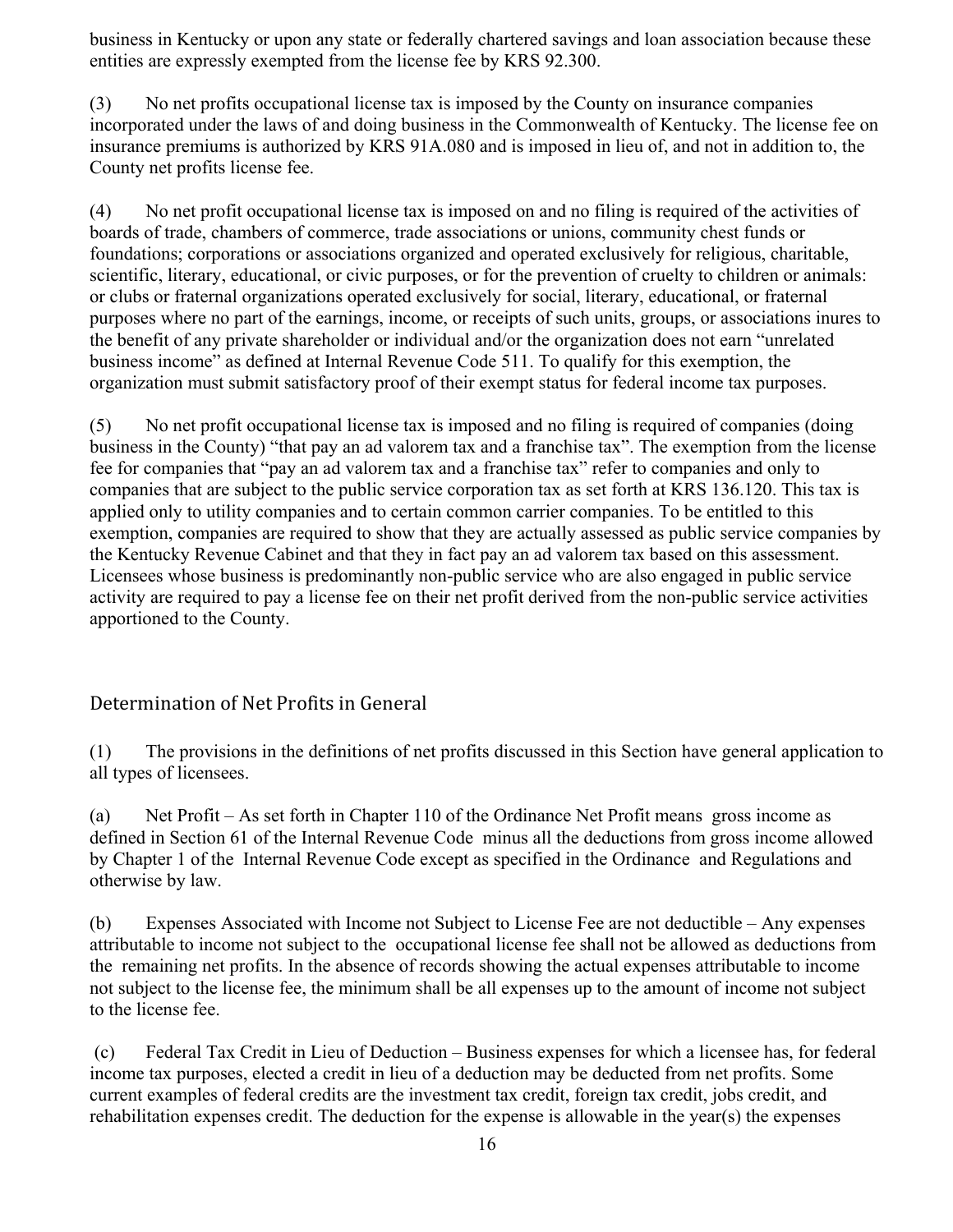business in Kentucky or upon any state or federally chartered savings and loan association because these entities are expressly exempted from the license fee by KRS 92.300.

(3) No net profits occupational license tax is imposed by the County on insurance companies incorporated under the laws of and doing business in the Commonwealth of Kentucky. The license fee on insurance premiums is authorized by KRS 91A.080 and is imposed in lieu of, and not in addition to, the County net profits license fee.

(4) No net profit occupational license tax is imposed on and no filing is required of the activities of boards of trade, chambers of commerce, trade associations or unions, community chest funds or foundations; corporations or associations organized and operated exclusively for religious, charitable, scientific, literary, educational, or civic purposes, or for the prevention of cruelty to children or animals: or clubs or fraternal organizations operated exclusively for social, literary, educational, or fraternal purposes where no part of the earnings, income, or receipts of such units, groups, or associations inures to the benefit of any private shareholder or individual and/or the organization does not earn "unrelated business income" as defined at Internal Revenue Code 511. To qualify for this exemption, the organization must submit satisfactory proof of their exempt status for federal income tax purposes.

(5) No net profit occupational license tax is imposed and no filing is required of companies (doing business in the County) "that pay an ad valorem tax and a franchise tax". The exemption from the license fee for companies that "pay an ad valorem tax and a franchise tax" refer to companies and only to companies that are subject to the public service corporation tax as set forth at KRS 136.120. This tax is applied only to utility companies and to certain common carrier companies. To be entitled to this exemption, companies are required to show that they are actually assessed as public service companies by the Kentucky Revenue Cabinet and that they in fact pay an ad valorem tax based on this assessment. Licensees whose business is predominantly non-public service who are also engaged in public service activity are required to pay a license fee on their net profit derived from the non-public service activities apportioned to the County.

## Determination of Net Profits in General

(1) The provisions in the definitions of net profits discussed in this Section have general application to all types of licensees.

(a) Net Profit – As set forth in Chapter 110 of the Ordinance Net Profit means gross income as defined in Section 61 of the Internal Revenue Code minus all the deductions from gross income allowed by Chapter 1 of the Internal Revenue Code except as specified in the Ordinance and Regulations and otherwise by law.

(b) Expenses Associated with Income not Subject to License Fee are not deductible – Any expenses attributable to income not subject to the occupational license fee shall not be allowed as deductions from the remaining net profits. In the absence of records showing the actual expenses attributable to income not subject to the license fee, the minimum shall be all expenses up to the amount of income not subject to the license fee.

(c) Federal Tax Credit in Lieu of Deduction – Business expenses for which a licensee has, for federal income tax purposes, elected a credit in lieu of a deduction may be deducted from net profits. Some current examples of federal credits are the investment tax credit, foreign tax credit, jobs credit, and rehabilitation expenses credit. The deduction for the expense is allowable in the year(s) the expenses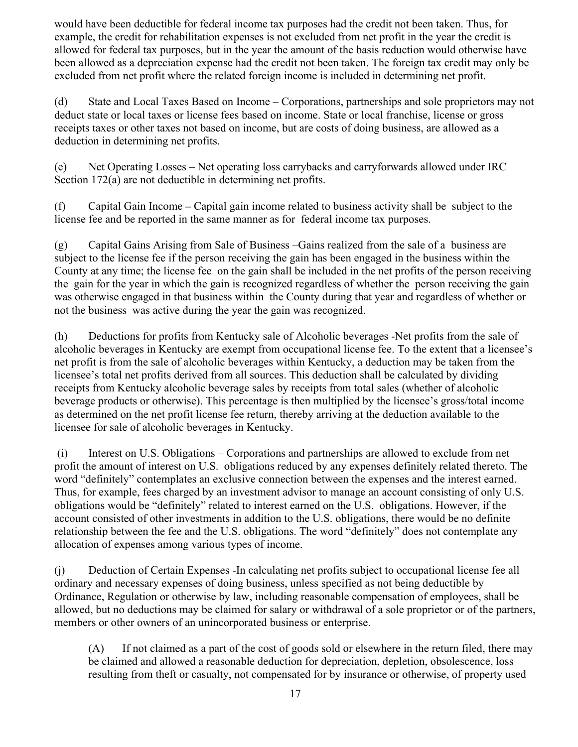would have been deductible for federal income tax purposes had the credit not been taken. Thus, for example, the credit for rehabilitation expenses is not excluded from net profit in the year the credit is allowed for federal tax purposes, but in the year the amount of the basis reduction would otherwise have been allowed as a depreciation expense had the credit not been taken. The foreign tax credit may only be excluded from net profit where the related foreign income is included in determining net profit.

(d) State and Local Taxes Based on Income – Corporations, partnerships and sole proprietors may not deduct state or local taxes or license fees based on income. State or local franchise, license or gross receipts taxes or other taxes not based on income, but are costs of doing business, are allowed as a deduction in determining net profits.

(e) Net Operating Losses – Net operating loss carrybacks and carryforwards allowed under IRC Section 172(a) are not deductible in determining net profits.

(f) Capital Gain Income – Capital gain income related to business activity shall be subject to the license fee and be reported in the same manner as for federal income tax purposes.

(g) Capital Gains Arising from Sale of Business –Gains realized from the sale of a business are subject to the license fee if the person receiving the gain has been engaged in the business within the County at any time; the license fee on the gain shall be included in the net profits of the person receiving the gain for the year in which the gain is recognized regardless of whether the person receiving the gain was otherwise engaged in that business within the County during that year and regardless of whether or not the business was active during the year the gain was recognized.

(h) Deductions for profits from Kentucky sale of Alcoholic beverages -Net profits from the sale of alcoholic beverages in Kentucky are exempt from occupational license fee. To the extent that a licensee's net profit is from the sale of alcoholic beverages within Kentucky, a deduction may be taken from the licensee's total net profits derived from all sources. This deduction shall be calculated by dividing receipts from Kentucky alcoholic beverage sales by receipts from total sales (whether of alcoholic beverage products or otherwise). This percentage is then multiplied by the licensee's gross/total income as determined on the net profit license fee return, thereby arriving at the deduction available to the licensee for sale of alcoholic beverages in Kentucky.

(i) Interest on U.S. Obligations – Corporations and partnerships are allowed to exclude from net profit the amount of interest on U.S. obligations reduced by any expenses definitely related thereto. The word "definitely" contemplates an exclusive connection between the expenses and the interest earned. Thus, for example, fees charged by an investment advisor to manage an account consisting of only U.S. obligations would be "definitely" related to interest earned on the U.S. obligations. However, if the account consisted of other investments in addition to the U.S. obligations, there would be no definite relationship between the fee and the U.S. obligations. The word "definitely" does not contemplate any allocation of expenses among various types of income.

(j) Deduction of Certain Expenses -In calculating net profits subject to occupational license fee all ordinary and necessary expenses of doing business, unless specified as not being deductible by Ordinance, Regulation or otherwise by law, including reasonable compensation of employees, shall be allowed, but no deductions may be claimed for salary or withdrawal of a sole proprietor or of the partners, members or other owners of an unincorporated business or enterprise.

(A) If not claimed as a part of the cost of goods sold or elsewhere in the return filed, there may be claimed and allowed a reasonable deduction for depreciation, depletion, obsolescence, loss resulting from theft or casualty, not compensated for by insurance or otherwise, of property used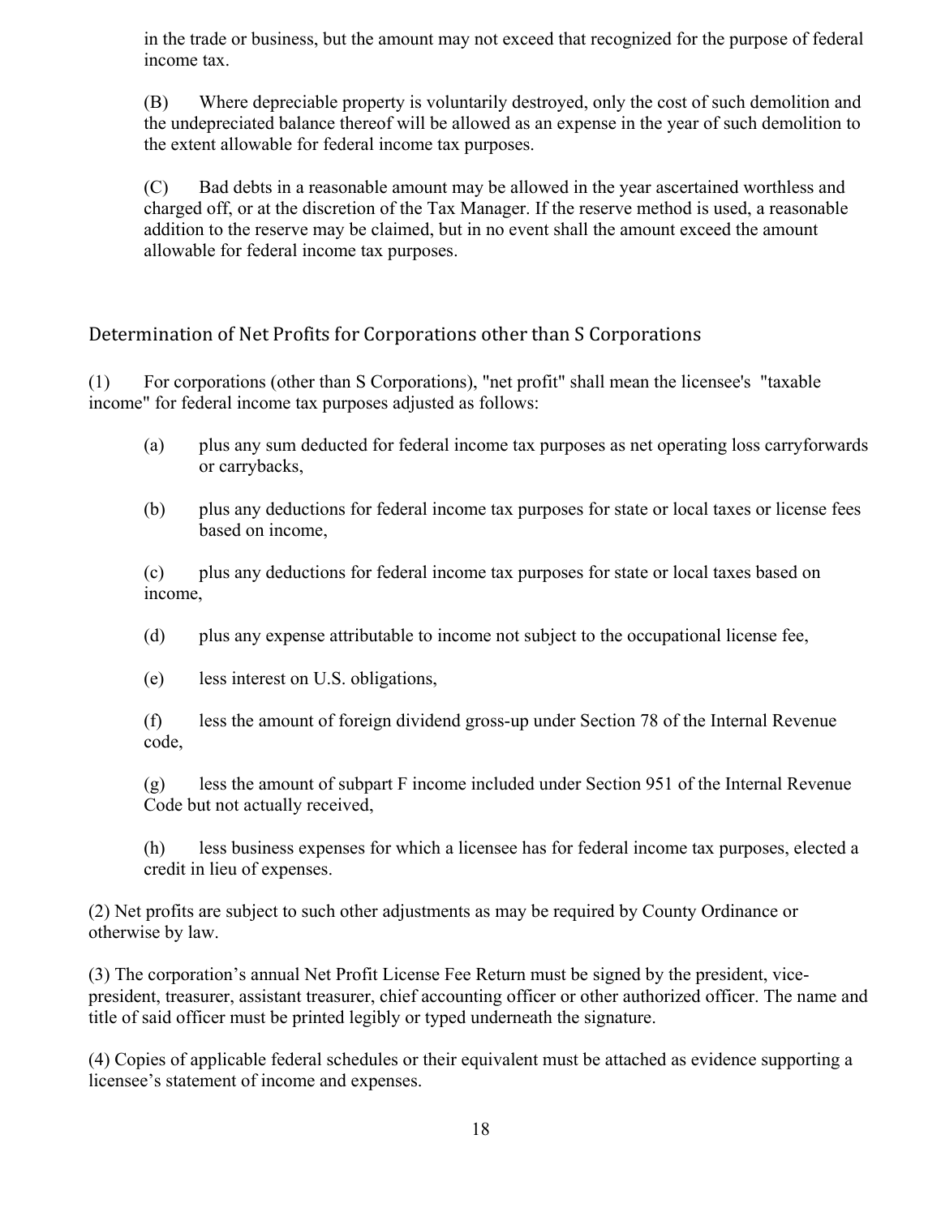in the trade or business, but the amount may not exceed that recognized for the purpose of federal income tax.

(B) Where depreciable property is voluntarily destroyed, only the cost of such demolition and the undepreciated balance thereof will be allowed as an expense in the year of such demolition to the extent allowable for federal income tax purposes.

(C) Bad debts in a reasonable amount may be allowed in the year ascertained worthless and charged off, or at the discretion of the Tax Manager. If the reserve method is used, a reasonable addition to the reserve may be claimed, but in no event shall the amount exceed the amount allowable for federal income tax purposes.

## Determination of Net Profits for Corporations other than S Corporations

(1) For corporations (other than S Corporations), "net profit" shall mean the licensee's "taxable income" for federal income tax purposes adjusted as follows:

(a) plus any sum deducted for federal income tax purposes as net operating loss carryforwards or carrybacks,

(b) plus any deductions for federal income tax purposes for state or local taxes or license fees based on income,

(c) plus any deductions for federal income tax purposes for state or local taxes based on income,

(d) plus any expense attributable to income not subject to the occupational license fee,

(e) less interest on U.S. obligations,

(f) less the amount of foreign dividend gross-up under Section 78 of the Internal Revenue code,

(g) less the amount of subpart F income included under Section 951 of the Internal Revenue Code but not actually received,

(h) less business expenses for which a licensee has for federal income tax purposes, elected a credit in lieu of expenses.

(2) Net profits are subject to such other adjustments as may be required by County Ordinance or otherwise by law.

(3) The corporation's annual Net Profit License Fee Return must be signed by the president, vice-president, treasurer, assistant treasurer, chief accounting officer or other authorized officer. The name and title of said officer must be printed legibly or typed underneath the signature.

(4) Copies of applicable federal schedules or their equivalent must be attached as evidence supporting a licensee's statement of income and expenses.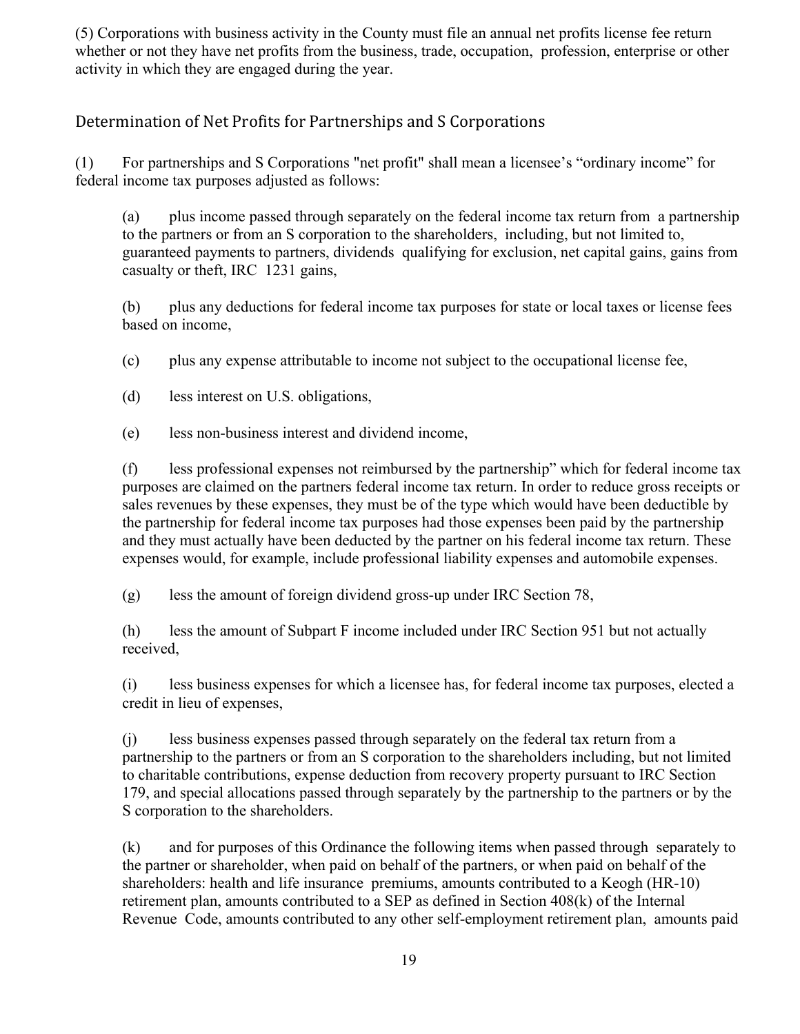(5) Corporations with business activity in the County must file an annual net profits license fee return whether or not they have net profits from the business, trade, occupation, profession, enterprise or other activity in which they are engaged during the year.

## Determination of Net Profits for Partnerships and S Corporations

(1) For partnerships and S Corporations "net profit" shall mean a licensee's "ordinary income" for federal income tax purposes adjusted as follows:

(a) plus income passed through separately on the federal income tax return from a partnership to the partners or from an S corporation to the shareholders, including, but not limited to, guaranteed payments to partners, dividends qualifying for exclusion, net capital gains, gains from casualty or theft, IRC 1231 gains,

(b) plus any deductions for federal income tax purposes for state or local taxes or license fees based on income,

(c) plus any expense attributable to income not subject to the occupational license fee,

(d) less interest on U.S. obligations,

(e) less non-business interest and dividend income,

(f) less professional expenses not reimbursed by the partnership" which for federal income tax purposes are claimed on the partners federal income tax return. In order to reduce gross receipts or sales revenues by these expenses, they must be of the type which would have been deductible by the partnership for federal income tax purposes had those expenses been paid by the partnership and they must actually have been deducted by the partner on his federal income tax return. These expenses would, for example, include professional liability expenses and automobile expenses.

(g) less the amount of foreign dividend gross-up under IRC Section 78,

(h) less the amount of Subpart F income included under IRC Section 951 but not actually received,

(i) less business expenses for which a licensee has, for federal income tax purposes, elected a credit in lieu of expenses,

(j) less business expenses passed through separately on the federal tax return from a partnership to the partners or from an S corporation to the shareholders including, but not limited to charitable contributions, expense deduction from recovery property pursuant to IRC Section 179, and special allocations passed through separately by the partnership to the partners or by the S corporation to the shareholders.

(k) and for purposes of this Ordinance the following items when passed through separately to the partner or shareholder, when paid on behalf of the partners, or when paid on behalf of the shareholders: health and life insurance premiums, amounts contributed to a Keogh (HR-10) retirement plan, amounts contributed to a SEP as defined in Section 408(k) of the Internal Revenue Code, amounts contributed to any other self-employment retirement plan, amounts paid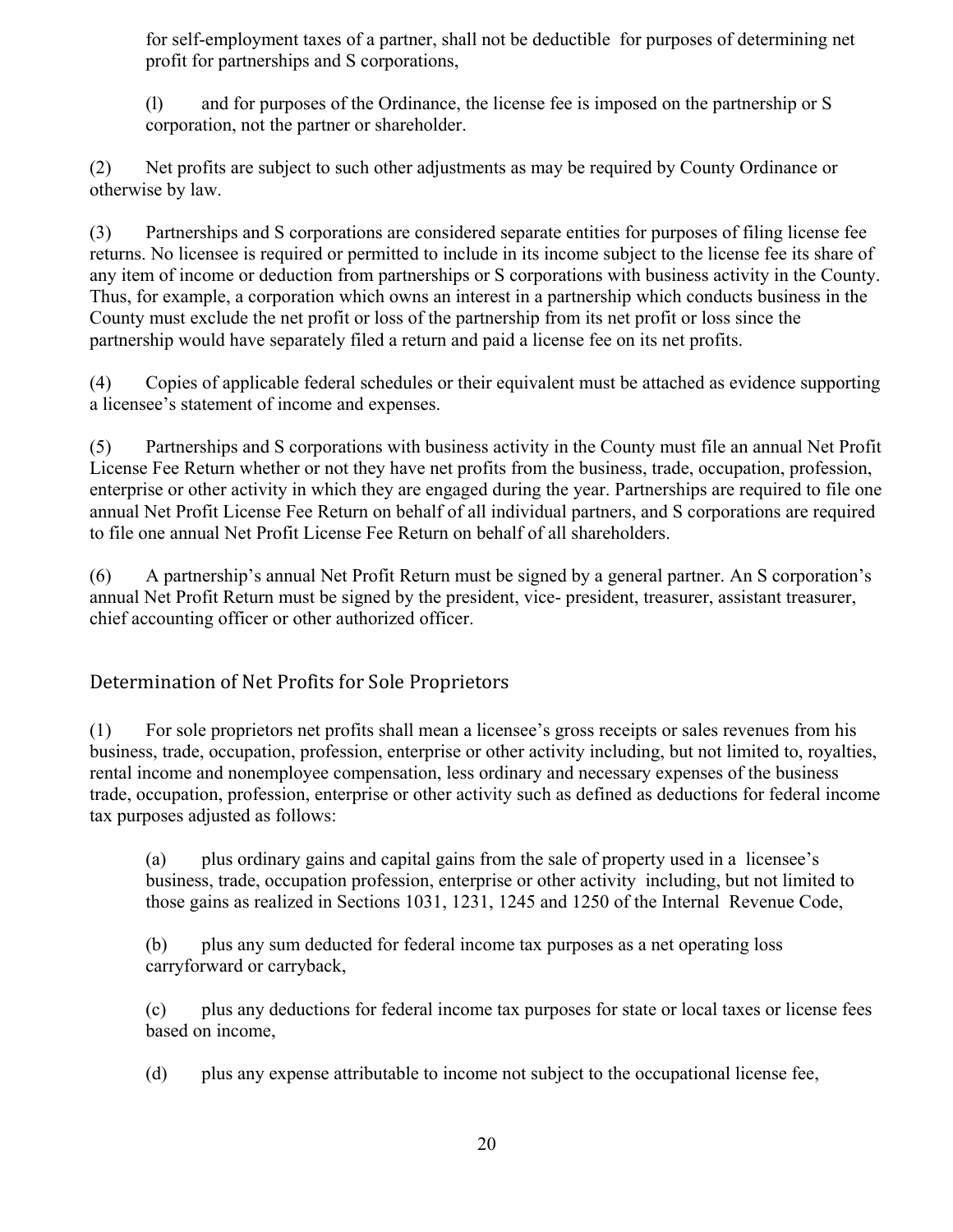for self-employment taxes of a partner, shall not be deductible for purposes of determining net profit for partnerships and S corporations,

(l) and for purposes of the Ordinance, the license fee is imposed on the partnership or S corporation, not the partner or shareholder.

(2) Net profits are subject to such other adjustments as may be required by County Ordinance or otherwise by law.

(3) Partnerships and S corporations are considered separate entities for purposes of filing license fee returns. No licensee is required or permitted to include in its income subject to the license fee its share of any item of income or deduction from partnerships or S corporations with business activity in the County. Thus, for example, a corporation which owns an interest in a partnership which conducts business in the County must exclude the net profit or loss of the partnership from its net profit or loss since the partnership would have separately filed a return and paid a license fee on its net profits.

(4) Copies of applicable federal schedules or their equivalent must be attached as evidence supporting a licensee's statement of income and expenses.

(5) Partnerships and S corporations with business activity in the County must file an annual Net Profit License Fee Return whether or not they have net profits from the business, trade, occupation, profession, enterprise or other activity in which they are engaged during the year. Partnerships are required to file one annual Net Profit License Fee Return on behalf of all individual partners, and S corporations are required to file one annual Net Profit License Fee Return on behalf of all shareholders.

(6) A partnership's annual Net Profit Return must be signed by a general partner. An S corporation's annual Net Profit Return must be signed by the president, vice- president, treasurer, assistant treasurer, chief accounting officer or other authorized officer.

## Determination of Net Profits for Sole Proprietors

(1) For sole proprietors net profits shall mean a licensee's gross receipts or sales revenues from his business, trade, occupation, profession, enterprise or other activity including, but not limited to, royalties, rental income and nonemployee compensation, less ordinary and necessary expenses of the business trade, occupation, profession, enterprise or other activity such as defined as deductions for federal income tax purposes adjusted as follows:

(a) plus ordinary gains and capital gains from the sale of property used in a licensee's business, trade, occupation profession, enterprise or other activity including, but not limited to those gains as realized in Sections 1031, 1231, 1245 and 1250 of the Internal Revenue Code,

(b) plus any sum deducted for federal income tax purposes as a net operating loss carryforward or carryback,

(c) plus any deductions for federal income tax purposes for state or local taxes or license fees based on income,

(d) plus any expense attributable to income not subject to the occupational license fee,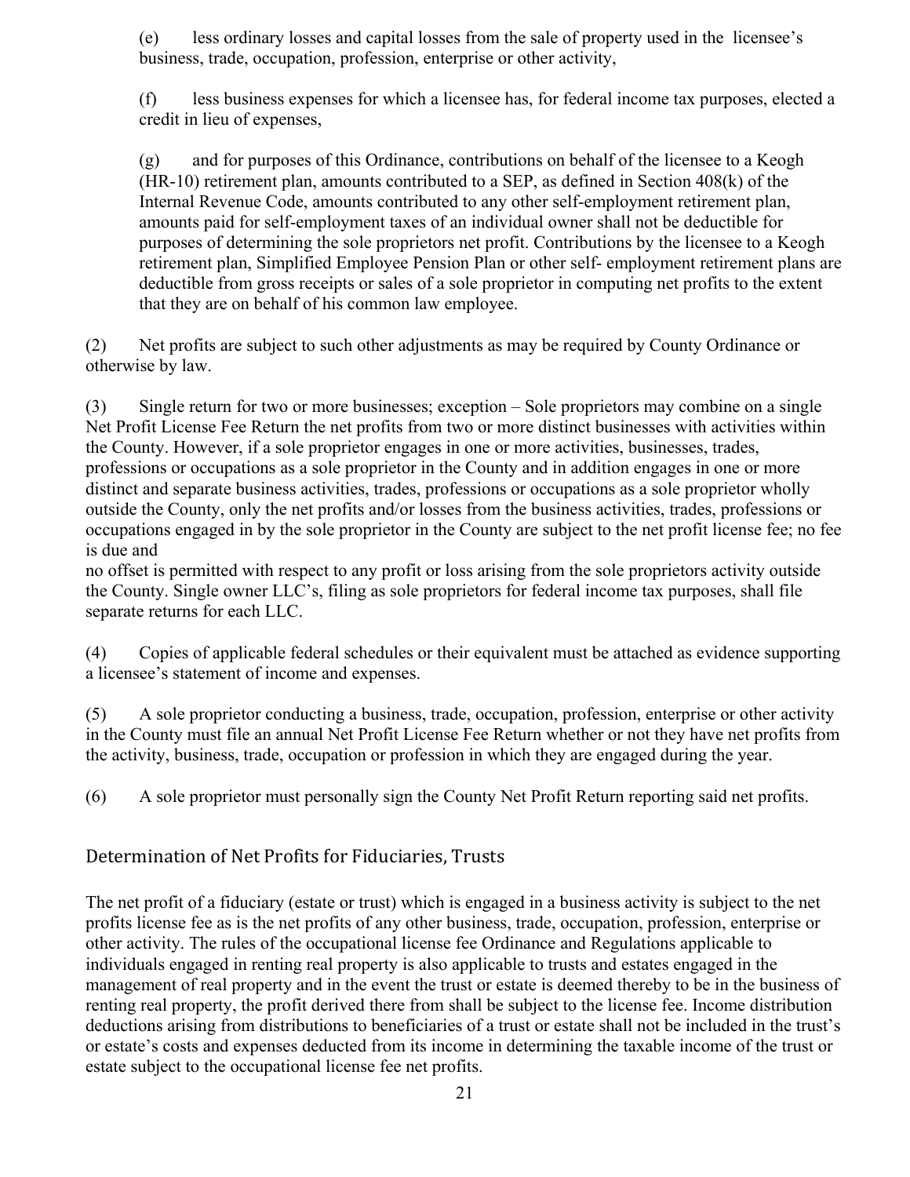(e) less ordinary losses and capital losses from the sale of property used in the licensee's business, trade, occupation, profession, enterprise or other activity,

(f) less business expenses for which a licensee has, for federal income tax purposes, elected a credit in lieu of expenses,

(g) and for purposes of this Ordinance, contributions on behalf of the licensee to a Keogh (HR-10) retirement plan, amounts contributed to a SEP, as defined in Section 408(k) of the Internal Revenue Code, amounts contributed to any other self-employment retirement plan, amounts paid for self-employment taxes of an individual owner shall not be deductible for purposes of determining the sole proprietors net profit. Contributions by the licensee to a Keogh retirement plan, Simplified Employee Pension Plan or other self- employment retirement plans are deductible from gross receipts or sales of a sole proprietor in computing net profits to the extent that they are on behalf of his common law employee.

(2) Net profits are subject to such other adjustments as may be required by County Ordinance or otherwise by law.

(3) Single return for two or more businesses; exception – Sole proprietors may combine on a single Net Profit License Fee Return the net profits from two or more distinct businesses with activities within the County. However, if a sole proprietor engages in one or more activities, businesses, trades, professions or occupations as a sole proprietor in the County and in addition engages in one or more distinct and separate business activities, trades, professions or occupations as a sole proprietor wholly outside the County, only the net profits and/or losses from the business activities, trades, professions or occupations engaged in by the sole proprietor in the County are subject to the net profit license fee; no fee is due and no offset is permitted with respect to any profit or loss arising from the sole proprietors activity outside the County. Single owner LLC's, filing as sole proprietors for federal income tax purposes, shall file separate returns for each LLC.

(4) Copies of applicable federal schedules or their equivalent must be attached as evidence supporting a licensee's statement of income and expenses.

(5) A sole proprietor conducting a business, trade, occupation, profession, enterprise or other activity in the County must file an annual Net Profit License Fee Return whether or not they have net profits from the activity, business, trade, occupation or profession in which they are engaged during the year.

(6) A sole proprietor must personally sign the County Net Profit Return reporting said net profits.

## Determination of Net Profits for Fiduciaries, Trusts

The net profit of a fiduciary (estate or trust) which is engaged in a business activity is subject to the net profits license fee as is the net profits of any other business, trade, occupation, profession, enterprise or other activity. The rules of the occupational license fee Ordinance and Regulations applicable to individuals engaged in renting real property is also applicable to trusts and estates engaged in the management of real property and in the event the trust or estate is deemed thereby to be in the business of renting real property, the profit derived there from shall be subject to the license fee. Income distribution deductions arising from distributions to beneficiaries of a trust or estate shall not be included in the trust's or estate's costs and expenses deducted from its income in determining the taxable income of the trust or estate subject to the occupational license fee net profits.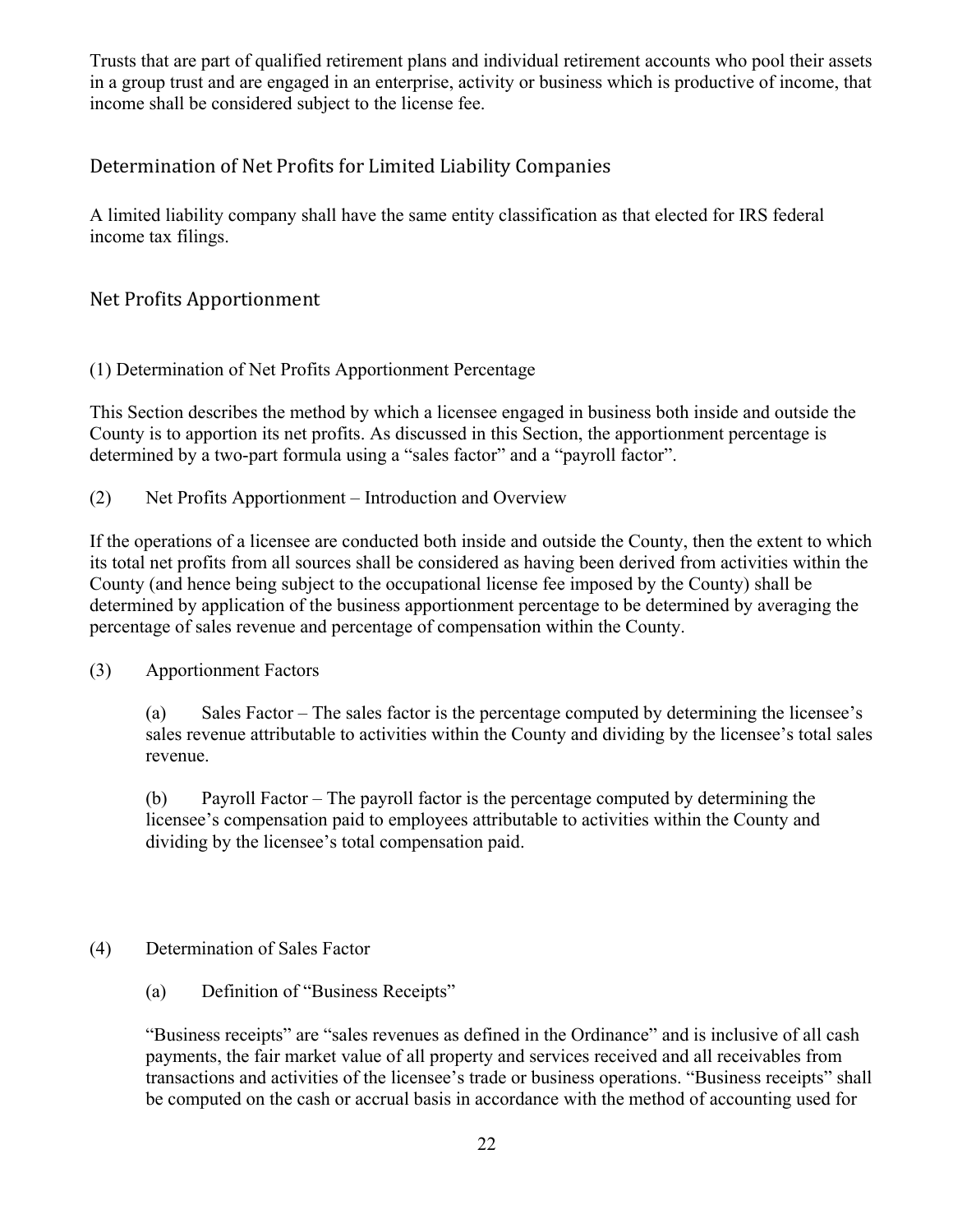Trusts that are part of qualified retirement plans and individual retirement accounts who pool their assets in a group trust and are engaged in an enterprise, activity or business which is productive of income, that income shall be considered subject to the license fee.

## Determination of Net Profits for Limited Liability Companies

A limited liability company shall have the same entity classification as that elected for IRS federal income tax filings.

## Net Profits Apportionment

(1) Determination of Net Profits Apportionment Percentage

This Section describes the method by which a licensee engaged in business both inside and outside the County is to apportion its net profits. As discussed in this Section, the apportionment percentage is determined by a two-part formula using a "sales factor" and a "payroll factor".

(2) Net Profits Apportionment – Introduction and Overview

If the operations of a licensee are conducted both inside and outside the County, then the extent to which its total net profits from all sources shall be considered as having been derived from activities within the County (and hence being subject to the occupational license fee imposed by the County) shall be determined by application of the business apportionment percentage to be determined by averaging the percentage of sales revenue and percentage of compensation within the County.

(3) Apportionment Factors

(a) Sales Factor – The sales factor is the percentage computed by determining the licensee's sales revenue attributable to activities within the County and dividing by the licensee's total sales revenue.

(b) Payroll Factor – The payroll factor is the percentage computed by determining the licensee's compensation paid to employees attributable to activities within the County and dividing by the licensee's total compensation paid.

(4) Determination of Sales Factor

(a) Definition of "Business Receipts"

"Business receipts" are "sales revenues as defined in the Ordinance" and is inclusive of all cash payments, the fair market value of all property and services received and all receivables from transactions and activities of the licensee's trade or business operations. "Business receipts" shall be computed on the cash or accrual basis in accordance with the method of accounting used for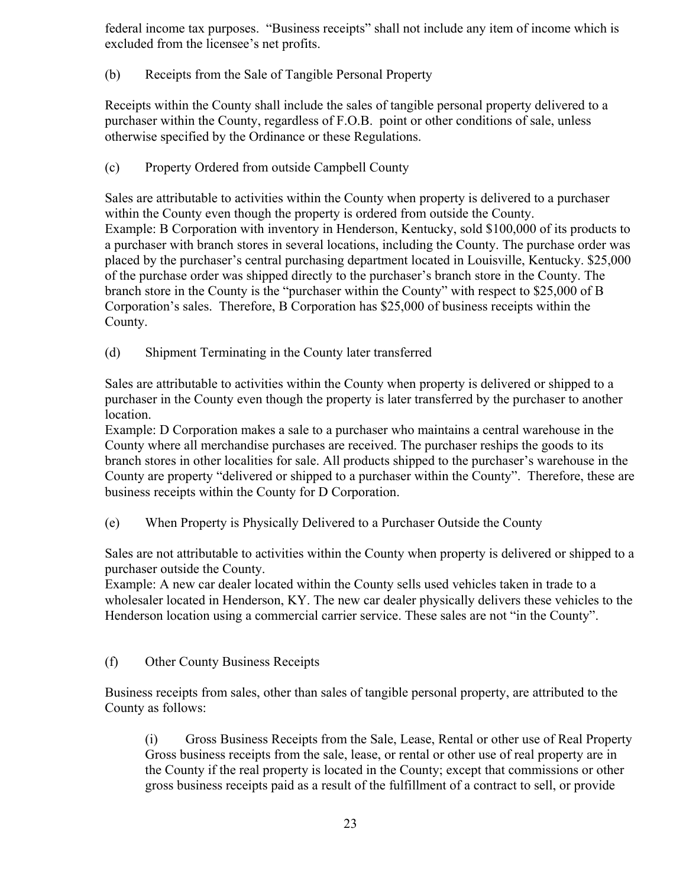federal income tax purposes. "Business receipts" shall not include any item of income which is excluded from the licensee's net profits.

(b) Receipts from the Sale of Tangible Personal Property

Receipts within the County shall include the sales of tangible personal property delivered to a purchaser within the County, regardless of F.O.B. point or other conditions of sale, unless otherwise specified by the Ordinance or these Regulations.

(c) Property Ordered from outside Campbell County

Sales are attributable to activities within the County when property is delivered to a purchaser within the County even though the property is ordered from outside the County.
Example: B Corporation with inventory in Henderson, Kentucky, sold $100,000 of its products to a purchaser with branch stores in several locations, including the County. The purchase order was placed by the purchaser's central purchasing department located in Louisville, Kentucky. $25,000 of the purchase order was shipped directly to the purchaser's branch store in the County. The branch store in the County is the "purchaser within the County" with respect to $25,000 of B Corporation's sales. Therefore, B Corporation has $25,000 of business receipts within the County.

(d) Shipment Terminating in the County later transferred

Sales are attributable to activities within the County when property is delivered or shipped to a purchaser in the County even though the property is later transferred by the purchaser to another location.
Example: D Corporation makes a sale to a purchaser who maintains a central warehouse in the County where all merchandise purchases are received. The purchaser reships the goods to its branch stores in other localities for sale. All products shipped to the purchaser's warehouse in the County are property "delivered or shipped to a purchaser within the County". Therefore, these are business receipts within the County for D Corporation.

(e) When Property is Physically Delivered to a Purchaser Outside the County

Sales are not attributable to activities within the County when property is delivered or shipped to a purchaser outside the County.
Example: A new car dealer located within the County sells used vehicles taken in trade to a wholesaler located in Henderson, KY. The new car dealer physically delivers these vehicles to the Henderson location using a commercial carrier service. These sales are not "in the County".

(f) Other County Business Receipts

Business receipts from sales, other than sales of tangible personal property, are attributed to the County as follows:

> (i) Gross Business Receipts from the Sale, Lease, Rental or other use of Real Property
> Gross business receipts from the sale, lease, or rental or other use of real property are in the County if the real property is located in the County; except that commissions or other gross business receipts paid as a result of the fulfillment of a contract to sell, or provide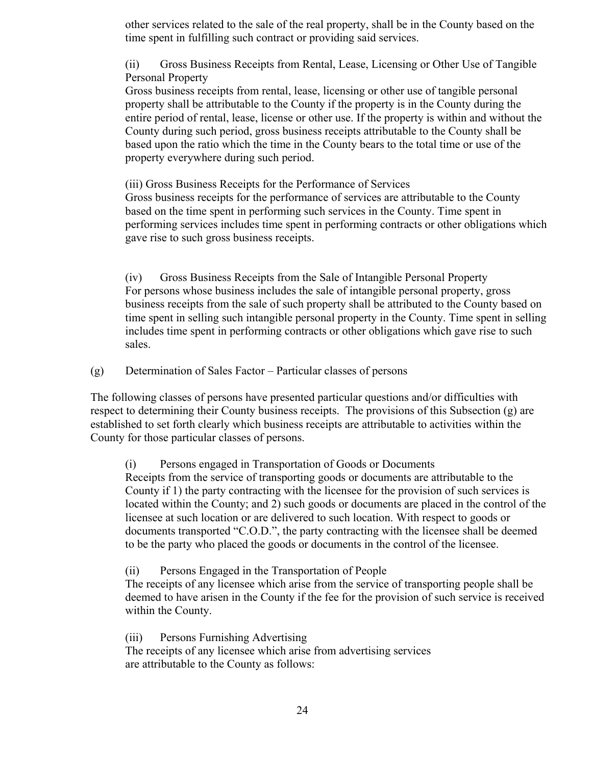other services related to the sale of the real property, shall be in the County based on the time spent in fulfilling such contract or providing said services.

(ii) Gross Business Receipts from Rental, Lease, Licensing or Other Use of Tangible Personal Property
Gross business receipts from rental, lease, licensing or other use of tangible personal property shall be attributable to the County if the property is in the County during the entire period of rental, lease, license or other use. If the property is within and without the County during such period, gross business receipts attributable to the County shall be based upon the ratio which the time in the County bears to the total time or use of the property everywhere during such period.

(iii) Gross Business Receipts for the Performance of Services
Gross business receipts for the performance of services are attributable to the County based on the time spent in performing such services in the County. Time spent in performing services includes time spent in performing contracts or other obligations which gave rise to such gross business receipts.

(iv) Gross Business Receipts from the Sale of Intangible Personal Property
For persons whose business includes the sale of intangible personal property, gross business receipts from the sale of such property shall be attributed to the County based on time spent in selling such intangible personal property in the County. Time spent in selling includes time spent in performing contracts or other obligations which gave rise to such sales.

(g) Determination of Sales Factor – Particular classes of persons

The following classes of persons have presented particular questions and/or difficulties with respect to determining their County business receipts. The provisions of this Subsection (g) are established to set forth clearly which business receipts are attributable to activities within the County for those particular classes of persons.

(i) Persons engaged in Transportation of Goods or Documents
Receipts from the service of transporting goods or documents are attributable to the County if 1) the party contracting with the licensee for the provision of such services is located within the County; and 2) such goods or documents are placed in the control of the licensee at such location or are delivered to such location. With respect to goods or documents transported "C.O.D.", the party contracting with the licensee shall be deemed to be the party who placed the goods or documents in the control of the licensee.

(ii) Persons Engaged in the Transportation of People
The receipts of any licensee which arise from the service of transporting people shall be deemed to have arisen in the County if the fee for the provision of such service is received within the County.

(iii) Persons Furnishing Advertising
The receipts of any licensee which arise from advertising services are attributable to the County as follows: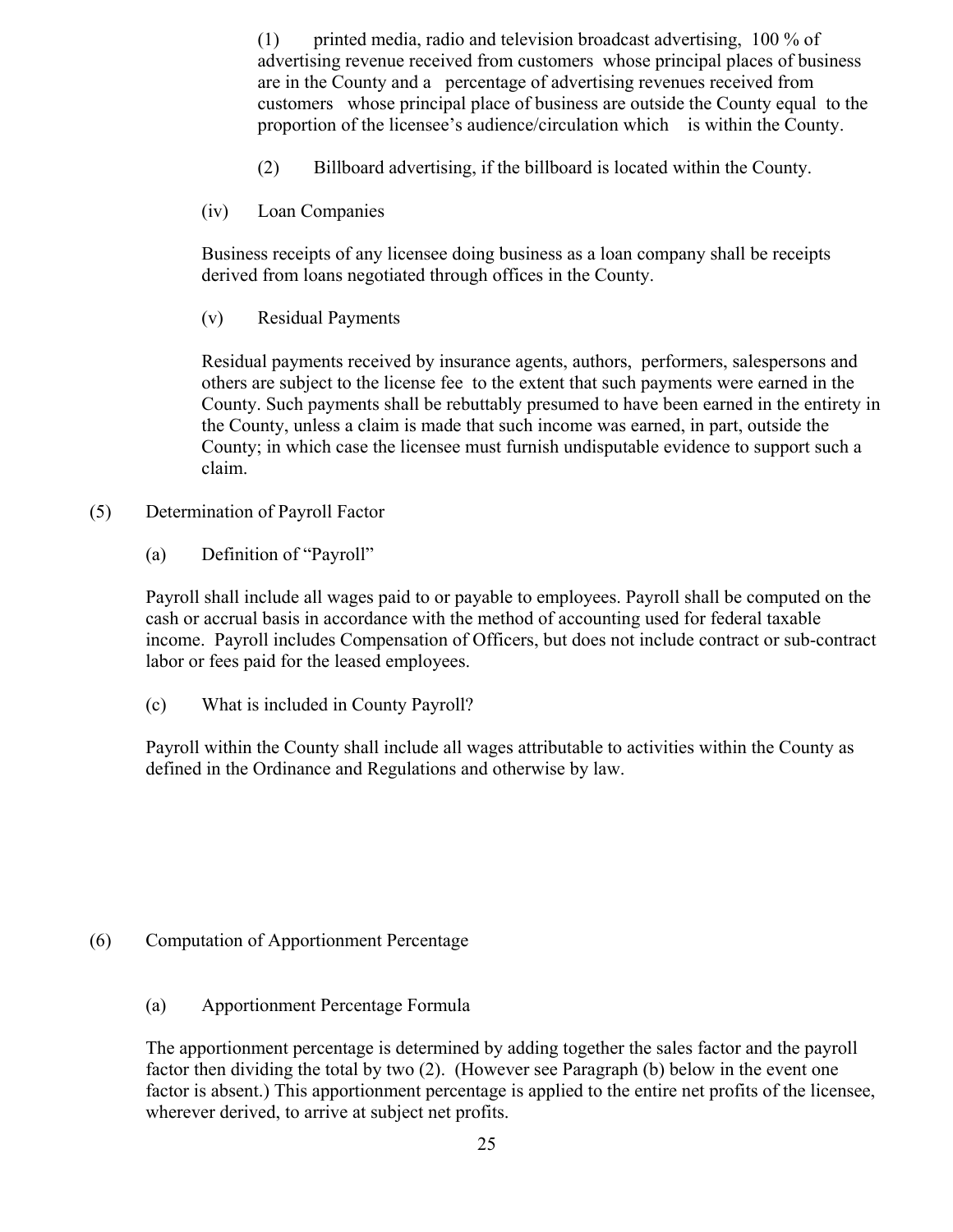(1) printed media, radio and television broadcast advertising, 100 % of advertising revenue received from customers whose principal places of business are in the County and a percentage of advertising revenues received from customers whose principal place of business are outside the County equal to the proportion of the licensee's audience/circulation which is within the County.

(2) Billboard advertising, if the billboard is located within the County.

(iv) Loan Companies

Business receipts of any licensee doing business as a loan company shall be receipts derived from loans negotiated through offices in the County.

(v) Residual Payments

Residual payments received by insurance agents, authors, performers, salespersons and others are subject to the license fee to the extent that such payments were earned in the County. Such payments shall be rebuttably presumed to have been earned in the entirety in the County, unless a claim is made that such income was earned, in part, outside the County; in which case the licensee must furnish undisputable evidence to support such a claim.

(5) Determination of Payroll Factor

(a) Definition of "Payroll"

Payroll shall include all wages paid to or payable to employees. Payroll shall be computed on the cash or accrual basis in accordance with the method of accounting used for federal taxable income. Payroll includes Compensation of Officers, but does not include contract or sub-contract labor or fees paid for the leased employees.

(c) What is included in County Payroll?

Payroll within the County shall include all wages attributable to activities within the County as defined in the Ordinance and Regulations and otherwise by law.

(6) Computation of Apportionment Percentage

(a) Apportionment Percentage Formula

The apportionment percentage is determined by adding together the sales factor and the payroll factor then dividing the total by two (2). (However see Paragraph (b) below in the event one factor is absent.) This apportionment percentage is applied to the entire net profits of the licensee, wherever derived, to arrive at subject net profits.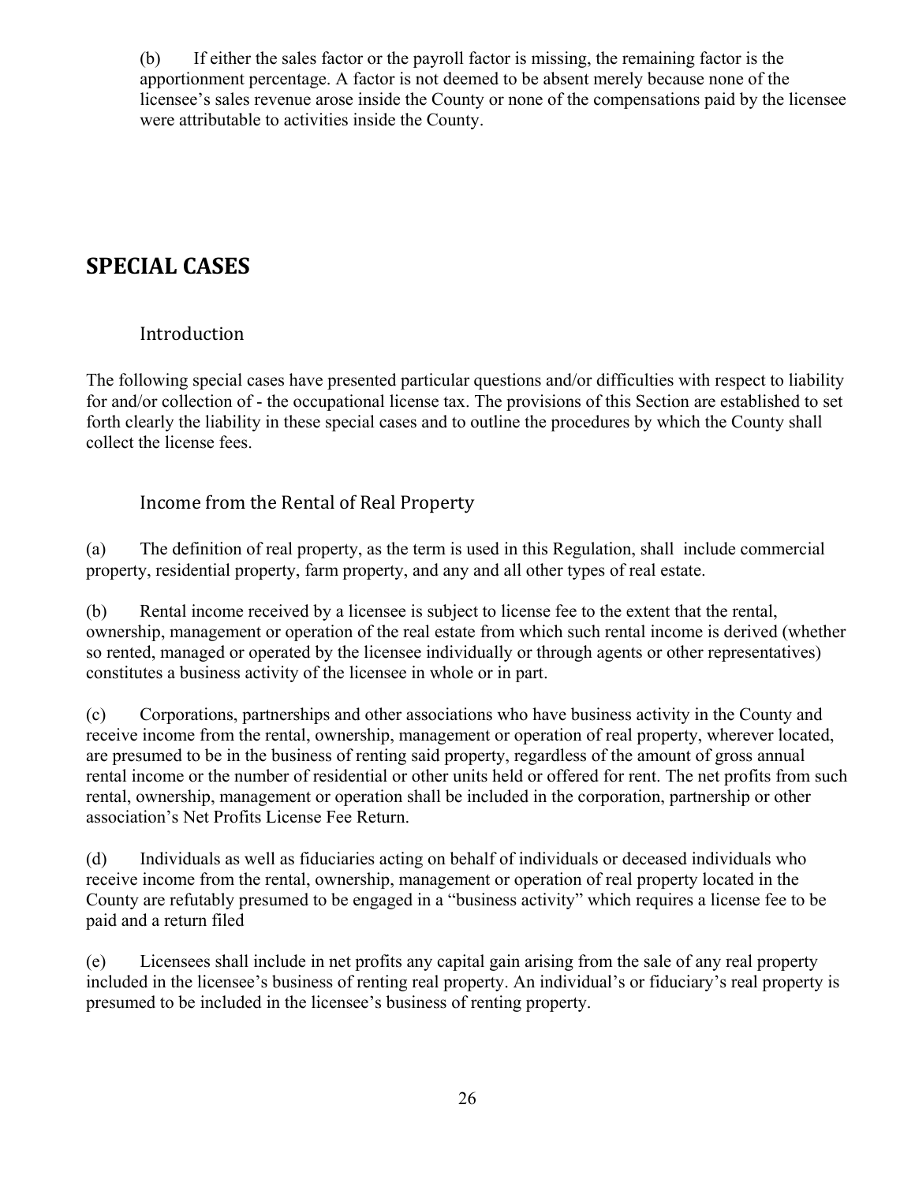(b) If either the sales factor or the payroll factor is missing, the remaining factor is the apportionment percentage. A factor is not deemed to be absent merely because none of the licensee's sales revenue arose inside the County or none of the compensations paid by the licensee were attributable to activities inside the County.

## SPECIAL CASES

### Introduction

The following special cases have presented particular questions and/or difficulties with respect to liability for and/or collection of - the occupational license tax. The provisions of this Section are established to set forth clearly the liability in these special cases and to outline the procedures by which the County shall collect the license fees.

### Income from the Rental of Real Property

(a) The definition of real property, as the term is used in this Regulation, shall include commercial property, residential property, farm property, and any and all other types of real estate.

(b) Rental income received by a licensee is subject to license fee to the extent that the rental, ownership, management or operation of the real estate from which such rental income is derived (whether so rented, managed or operated by the licensee individually or through agents or other representatives) constitutes a business activity of the licensee in whole or in part.

(c) Corporations, partnerships and other associations who have business activity in the County and receive income from the rental, ownership, management or operation of real property, wherever located, are presumed to be in the business of renting said property, regardless of the amount of gross annual rental income or the number of residential or other units held or offered for rent. The net profits from such rental, ownership, management or operation shall be included in the corporation, partnership or other association's Net Profits License Fee Return.

(d) Individuals as well as fiduciaries acting on behalf of individuals or deceased individuals who receive income from the rental, ownership, management or operation of real property located in the County are refutably presumed to be engaged in a "business activity" which requires a license fee to be paid and a return filed

(e) Licensees shall include in net profits any capital gain arising from the sale of any real property included in the licensee's business of renting real property. An individual's or fiduciary's real property is presumed to be included in the licensee's business of renting property.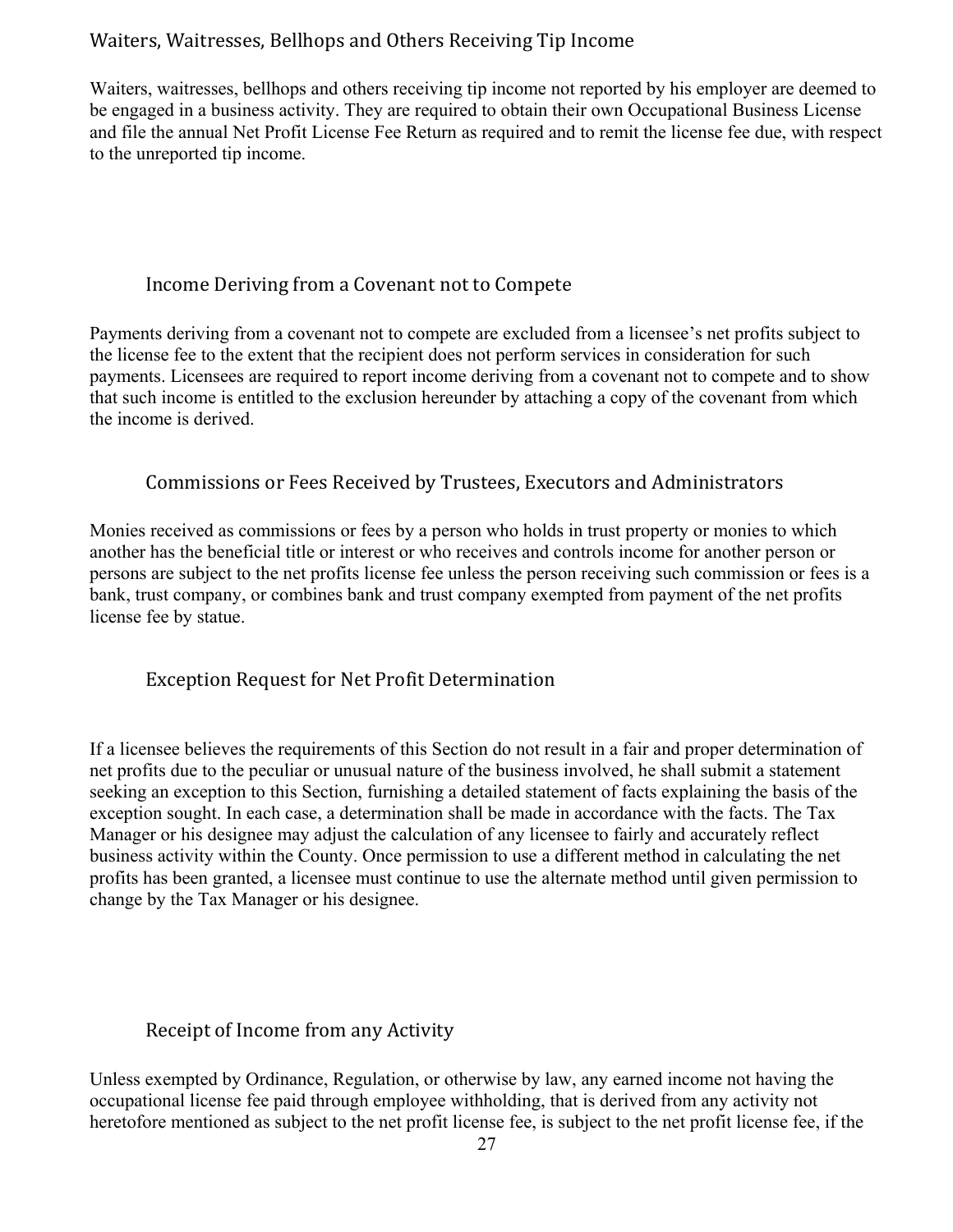## Waiters, Waitresses, Bellhops and Others Receiving Tip Income

Waiters, waitresses, bellhops and others receiving tip income not reported by his employer are deemed to be engaged in a business activity. They are required to obtain their own Occupational Business License and file the annual Net Profit License Fee Return as required and to remit the license fee due, with respect to the unreported tip income.

### Income Deriving from a Covenant not to Compete

Payments deriving from a covenant not to compete are excluded from a licensee's net profits subject to the license fee to the extent that the recipient does not perform services in consideration for such payments. Licensees are required to report income deriving from a covenant not to compete and to show that such income is entitled to the exclusion hereunder by attaching a copy of the covenant from which the income is derived.

### Commissions or Fees Received by Trustees, Executors and Administrators

Monies received as commissions or fees by a person who holds in trust property or monies to which another has the beneficial title or interest or who receives and controls income for another person or persons are subject to the net profits license fee unless the person receiving such commission or fees is a bank, trust company, or combines bank and trust company exempted from payment of the net profits license fee by statue.

### Exception Request for Net Profit Determination

If a licensee believes the requirements of this Section do not result in a fair and proper determination of net profits due to the peculiar or unusual nature of the business involved, he shall submit a statement seeking an exception to this Section, furnishing a detailed statement of facts explaining the basis of the exception sought. In each case, a determination shall be made in accordance with the facts. The Tax Manager or his designee may adjust the calculation of any licensee to fairly and accurately reflect business activity within the County. Once permission to use a different method in calculating the net profits has been granted, a licensee must continue to use the alternate method until given permission to change by the Tax Manager or his designee.

### Receipt of Income from any Activity

Unless exempted by Ordinance, Regulation, or otherwise by law, any earned income not having the occupational license fee paid through employee withholding, that is derived from any activity not heretofore mentioned as subject to the net profit license fee, is subject to the net profit license fee, if the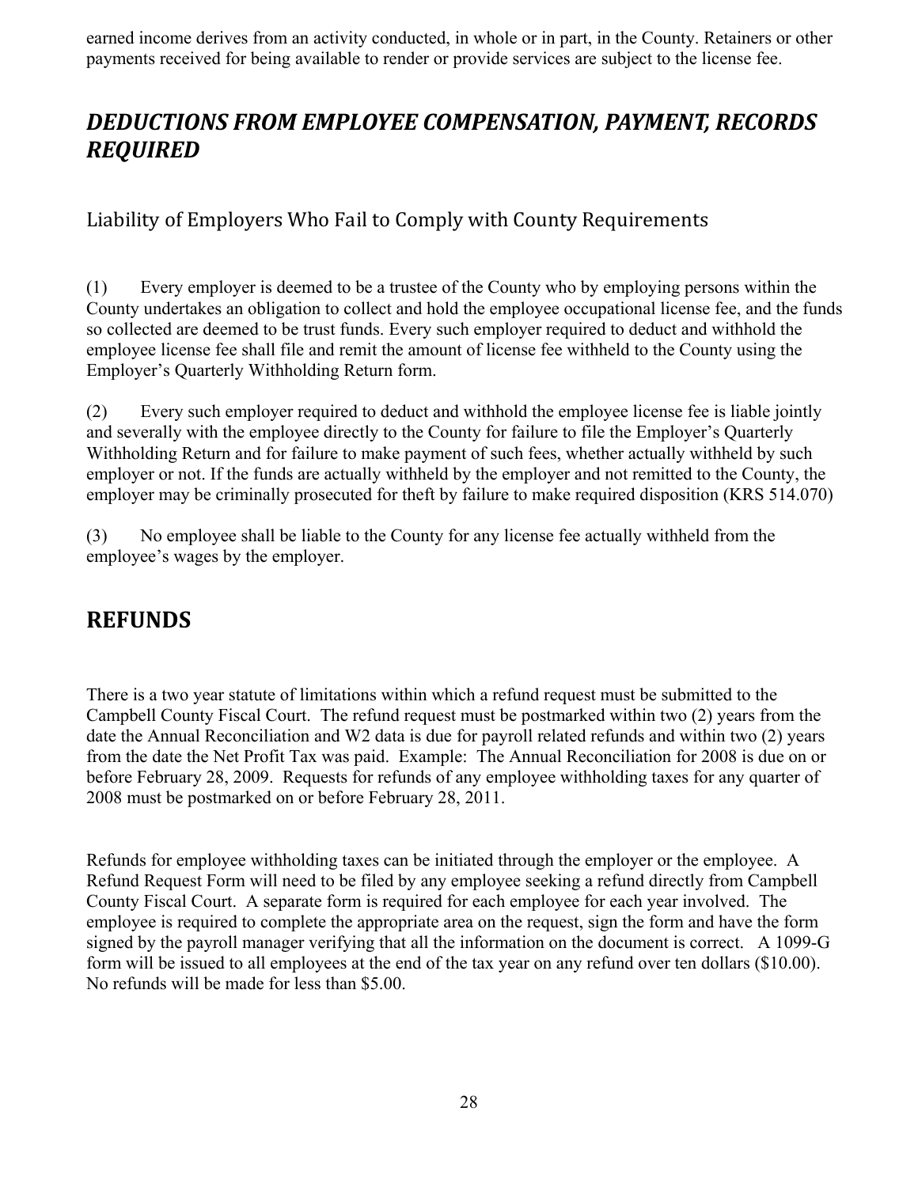earned income derives from an activity conducted, in whole or in part, in the County. Retainers or other payments received for being available to render or provide services are subject to the license fee.

## *DEDUCTIONS FROM EMPLOYEE COMPENSATION, PAYMENT, RECORDS REQUIRED*

### Liability of Employers Who Fail to Comply with County Requirements

(1) Every employer is deemed to be a trustee of the County who by employing persons within the County undertakes an obligation to collect and hold the employee occupational license fee, and the funds so collected are deemed to be trust funds. Every such employer required to deduct and withhold the employee license fee shall file and remit the amount of license fee withheld to the County using the Employer's Quarterly Withholding Return form.

(2) Every such employer required to deduct and withhold the employee license fee is liable jointly and severally with the employee directly to the County for failure to file the Employer's Quarterly Withholding Return and for failure to make payment of such fees, whether actually withheld by such employer or not. If the funds are actually withheld by the employer and not remitted to the County, the employer may be criminally prosecuted for theft by failure to make required disposition (KRS 514.070)

(3) No employee shall be liable to the County for any license fee actually withheld from the employee's wages by the employer.

## REFUNDS

There is a two year statute of limitations within which a refund request must be submitted to the Campbell County Fiscal Court. The refund request must be postmarked within two (2) years from the date the Annual Reconciliation and W2 data is due for payroll related refunds and within two (2) years from the date the Net Profit Tax was paid. Example: The Annual Reconciliation for 2008 is due on or before February 28, 2009. Requests for refunds of any employee withholding taxes for any quarter of 2008 must be postmarked on or before February 28, 2011.

Refunds for employee withholding taxes can be initiated through the employer or the employee. A Refund Request Form will need to be filed by any employee seeking a refund directly from Campbell County Fiscal Court. A separate form is required for each employee for each year involved. The employee is required to complete the appropriate area on the request, sign the form and have the form signed by the payroll manager verifying that all the information on the document is correct. A 1099-G form will be issued to all employees at the end of the tax year on any refund over ten dollars ($10.00). No refunds will be made for less than $5.00.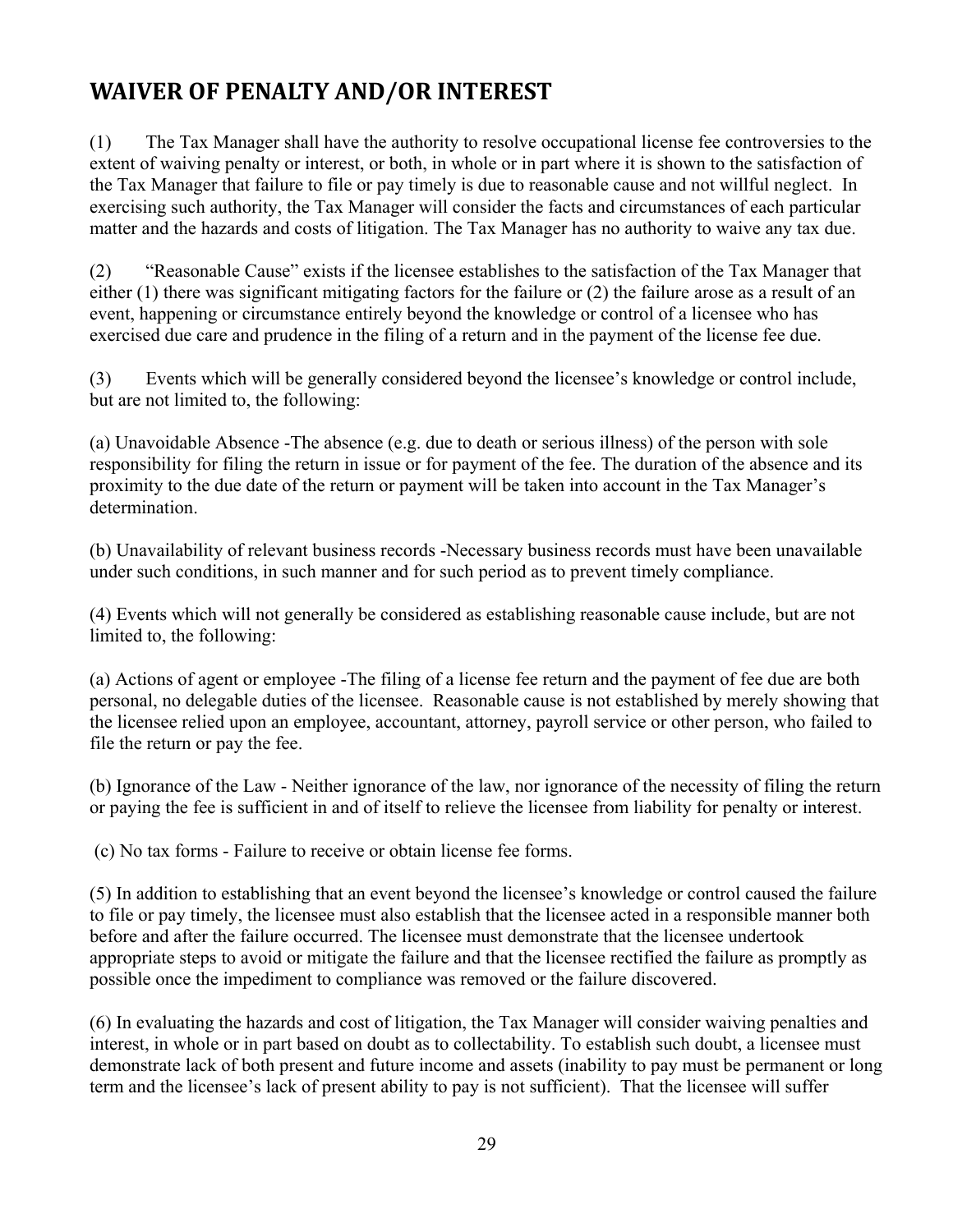# WAIVER OF PENALTY AND/OR INTEREST

(1) The Tax Manager shall have the authority to resolve occupational license fee controversies to the extent of waiving penalty or interest, or both, in whole or in part where it is shown to the satisfaction of the Tax Manager that failure to file or pay timely is due to reasonable cause and not willful neglect. In exercising such authority, the Tax Manager will consider the facts and circumstances of each particular matter and the hazards and costs of litigation. The Tax Manager has no authority to waive any tax due.

(2) "Reasonable Cause" exists if the licensee establishes to the satisfaction of the Tax Manager that either (1) there was significant mitigating factors for the failure or (2) the failure arose as a result of an event, happening or circumstance entirely beyond the knowledge or control of a licensee who has exercised due care and prudence in the filing of a return and in the payment of the license fee due.

(3) Events which will be generally considered beyond the licensee's knowledge or control include, but are not limited to, the following:

(a) Unavoidable Absence -The absence (e.g. due to death or serious illness) of the person with sole responsibility for filing the return in issue or for payment of the fee. The duration of the absence and its proximity to the due date of the return or payment will be taken into account in the Tax Manager's determination.

(b) Unavailability of relevant business records -Necessary business records must have been unavailable under such conditions, in such manner and for such period as to prevent timely compliance.

(4) Events which will not generally be considered as establishing reasonable cause include, but are not limited to, the following:

(a) Actions of agent or employee -The filing of a license fee return and the payment of fee due are both personal, no delegable duties of the licensee. Reasonable cause is not established by merely showing that the licensee relied upon an employee, accountant, attorney, payroll service or other person, who failed to file the return or pay the fee.

(b) Ignorance of the Law - Neither ignorance of the law, nor ignorance of the necessity of filing the return or paying the fee is sufficient in and of itself to relieve the licensee from liability for penalty or interest.

(c) No tax forms - Failure to receive or obtain license fee forms.

(5) In addition to establishing that an event beyond the licensee's knowledge or control caused the failure to file or pay timely, the licensee must also establish that the licensee acted in a responsible manner both before and after the failure occurred. The licensee must demonstrate that the licensee undertook appropriate steps to avoid or mitigate the failure and that the licensee rectified the failure as promptly as possible once the impediment to compliance was removed or the failure discovered.

(6) In evaluating the hazards and cost of litigation, the Tax Manager will consider waiving penalties and interest, in whole or in part based on doubt as to collectability. To establish such doubt, a licensee must demonstrate lack of both present and future income and assets (inability to pay must be permanent or long term and the licensee's lack of present ability to pay is not sufficient). That the licensee will suffer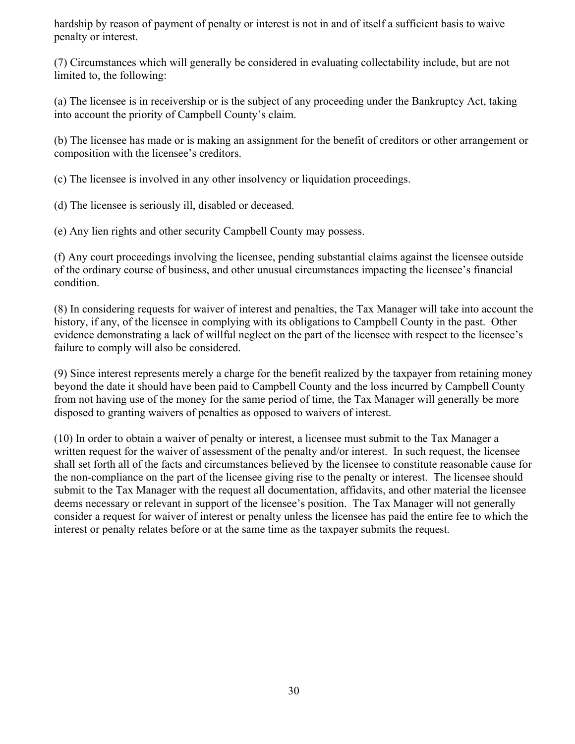hardship by reason of payment of penalty or interest is not in and of itself a sufficient basis to waive penalty or interest.

(7) Circumstances which will generally be considered in evaluating collectability include, but are not limited to, the following:

(a) The licensee is in receivership or is the subject of any proceeding under the Bankruptcy Act, taking into account the priority of Campbell County's claim.

(b) The licensee has made or is making an assignment for the benefit of creditors or other arrangement or composition with the licensee's creditors.

(c) The licensee is involved in any other insolvency or liquidation proceedings.

(d) The licensee is seriously ill, disabled or deceased.

(e) Any lien rights and other security Campbell County may possess.

(f) Any court proceedings involving the licensee, pending substantial claims against the licensee outside of the ordinary course of business, and other unusual circumstances impacting the licensee's financial condition.

(8) In considering requests for waiver of interest and penalties, the Tax Manager will take into account the history, if any, of the licensee in complying with its obligations to Campbell County in the past. Other evidence demonstrating a lack of willful neglect on the part of the licensee with respect to the licensee's failure to comply will also be considered.

(9) Since interest represents merely a charge for the benefit realized by the taxpayer from retaining money beyond the date it should have been paid to Campbell County and the loss incurred by Campbell County from not having use of the money for the same period of time, the Tax Manager will generally be more disposed to granting waivers of penalties as opposed to waivers of interest.

(10) In order to obtain a waiver of penalty or interest, a licensee must submit to the Tax Manager a written request for the waiver of assessment of the penalty and/or interest. In such request, the licensee shall set forth all of the facts and circumstances believed by the licensee to constitute reasonable cause for the non-compliance on the part of the licensee giving rise to the penalty or interest. The licensee should submit to the Tax Manager with the request all documentation, affidavits, and other material the licensee deems necessary or relevant in support of the licensee's position. The Tax Manager will not generally consider a request for waiver of interest or penalty unless the licensee has paid the entire fee to which the interest or penalty relates before or at the same time as the taxpayer submits the request.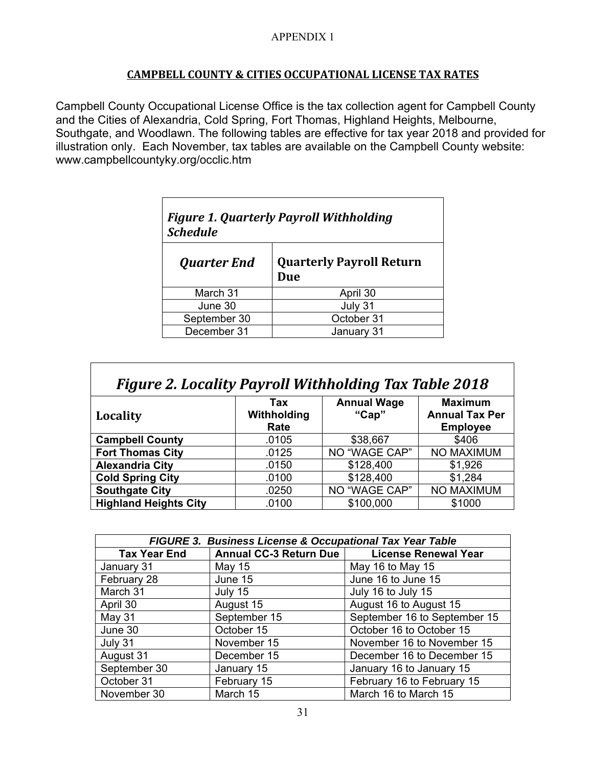APPENDIX 1

## CAMPBELL COUNTY & CITIES OCCUPATIONAL LICENSE TAX RATES

Campbell County Occupational License Office is the tax collection agent for Campbell County and the Cities of Alexandria, Cold Spring, Fort Thomas, Highland Heights, Melbourne, Southgate, and Woodlawn. The following tables are effective for tax year 2018 and provided for illustration only. Each November, tax tables are available on the Campbell County website: www.campbellcountyky.org/occlic.htm

| *Figure 1. Quarterly Payroll Withholding Schedule* | |
|---|---|
| ***Quarter End*** | **Quarterly Payroll Return Due** |
| March 31 | April 30 |
| June 30 | July 31 |
| September 30 | October 31 |
| December 31 | January 31 |

| *Figure 2. Locality Payroll Withholding Tax Table 2018* | | | |
|---|---|---|---|
| **Locality** | **Tax Withholding Rate** | **Annual Wage "Cap"** | **Maximum Annual Tax Per Employee** |
| **Campbell County** | .0105 | $38,667 | $406 |
| **Fort Thomas City** | .0125 | NO "WAGE CAP" | NO MAXIMUM |
| **Alexandria City** | .0150 | $128,400 | $1,926 |
| **Cold Spring City** | .0100 | $128,400 | $1,284 |
| **Southgate City** | .0250 | NO "WAGE CAP" | NO MAXIMUM |
| **Highland Heights City** | .0100 | $100,000 | $1000 |

| ***FIGURE 3. Business License & Occupational Tax Year Table*** | | |
|---|---|---|
| **Tax Year End** | **Annual CC-3 Return Due** | **License Renewal Year** |
| January 31 | May 15 | May 16 to May 15 |
| February 28 | June 15 | June 16 to June 15 |
| March 31 | July 15 | July 16 to July 15 |
| April 30 | August 15 | August 16 to August 15 |
| May 31 | September 15 | September 16 to September 15 |
| June 30 | October 15 | October 16 to October 15 |
| July 31 | November 15 | November 16 to November 15 |
| August 31 | December 15 | December 16 to December 15 |
| September 30 | January 15 | January 16 to January 15 |
| October 31 | February 15 | February 16 to February 15 |
| November 30 | March 15 | March 16 to March 15 |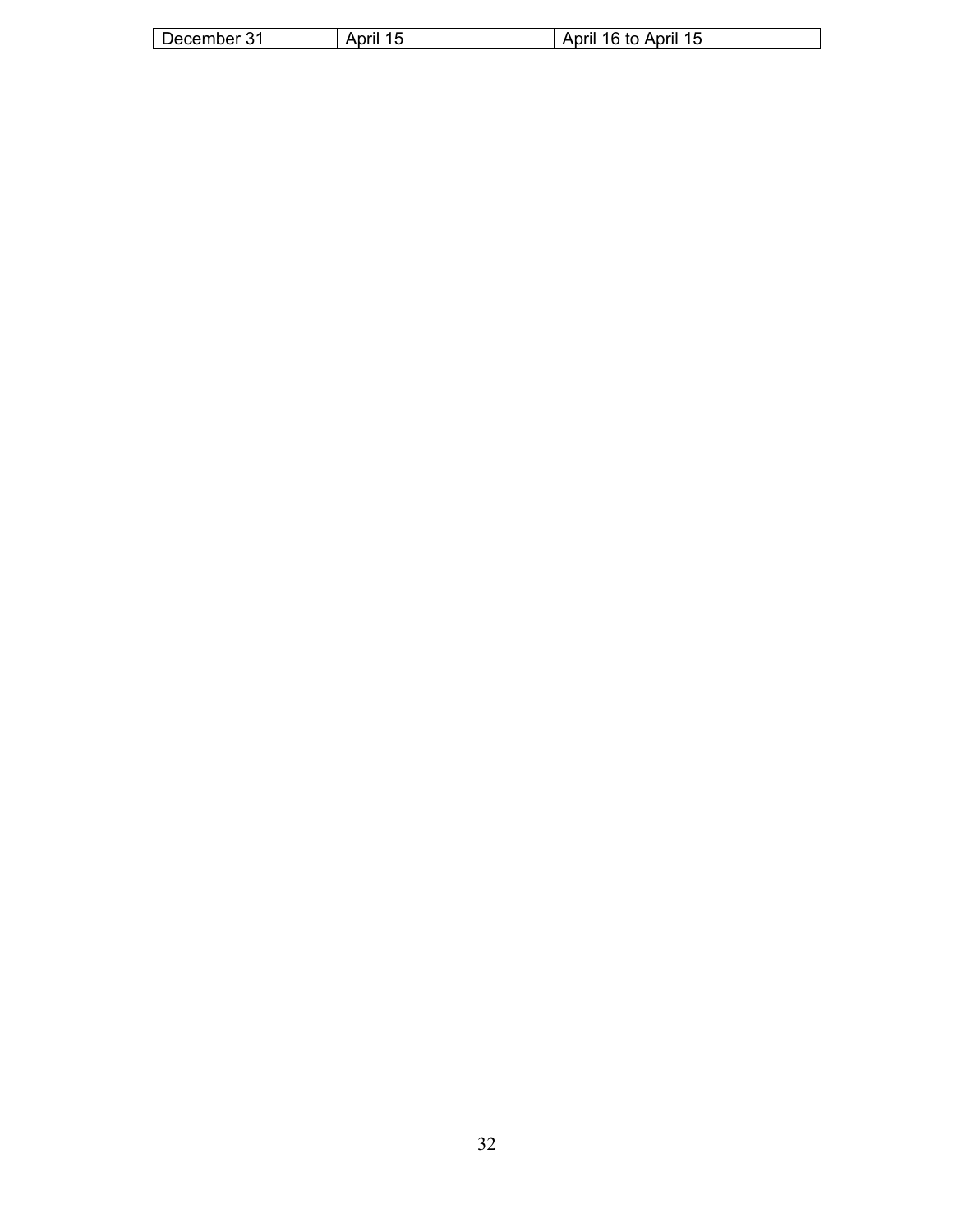| December 31 | April 15 | April 16 to April 15 |
|---|---|---|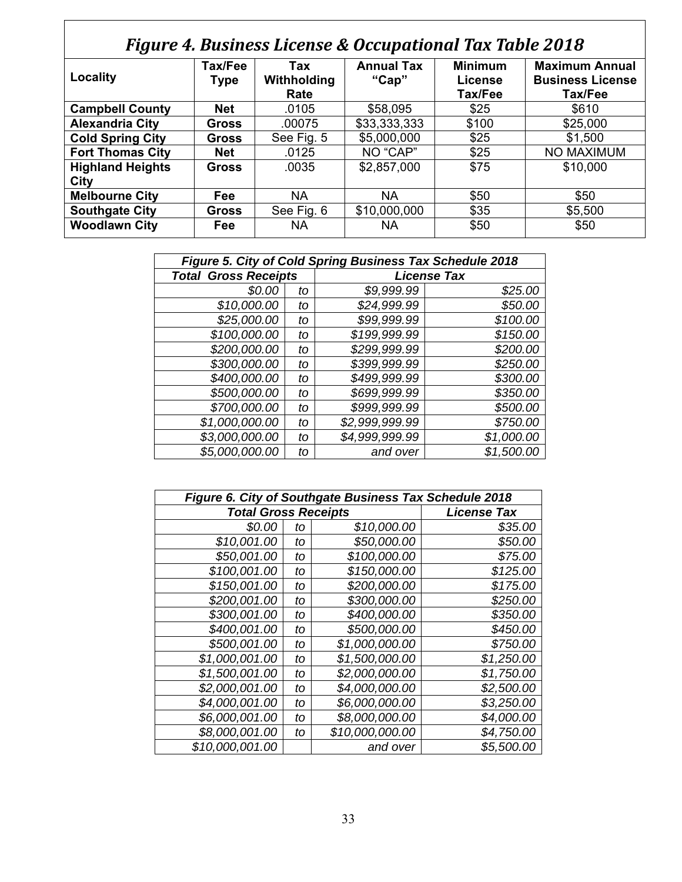## *Figure 4. Business License & Occupational Tax Table 2018*

| Locality | Tax/Fee Type | Tax Withholding Rate | Annual Tax "Cap" | Minimum License Tax/Fee | Maximum Annual Business License Tax/Fee |
|---|---|---|---|---|---|
| **Campbell County** | **Net** | .0105 | $58,095 | $25 | $610 |
| **Alexandria City** | **Gross** | .00075 | $33,333,333 | $100 | $25,000 |
| **Cold Spring City** | **Gross** | See Fig. 5 | $5,000,000 | $25 | $1,500 |
| **Fort Thomas City** | **Net** | .0125 | NO "CAP" | $25 | NO MAXIMUM |
| **Highland Heights City** | **Gross** | .0035 | $2,857,000 | $75 | $10,000 |
| **Melbourne City** | **Fee** | NA | NA | $50 | $50 |
| **Southgate City** | **Gross** | See Fig. 6 | $10,000,000 | $35 | $5,500 |
| **Woodlawn City** | **Fee** | NA | NA | $50 | $50 |

***Figure 5. City of Cold Spring Business Tax Schedule 2018***

| ***Total Gross Receipts*** | | | ***License Tax*** |
|---|---|---|---|
| *$0.00* | *to* | *$9,999.99* | *$25.00* |
| *$10,000.00* | *to* | *$24,999.99* | *$50.00* |
| *$25,000.00* | *to* | *$99,999.99* | *$100.00* |
| *$100,000.00* | *to* | *$199,999.99* | *$150.00* |
| *$200,000.00* | *to* | *$299,999.99* | *$200.00* |
| *$300,000.00* | *to* | *$399,999.99* | *$250.00* |
| *$400,000.00* | *to* | *$499,999.99* | *$300.00* |
| *$500,000.00* | *to* | *$699,999.99* | *$350.00* |
| *$700,000.00* | *to* | *$999,999.99* | *$500.00* |
| *$1,000,000.00* | *to* | *$2,999,999.99* | *$750.00* |
| *$3,000,000.00* | *to* | *$4,999,999.99* | *$1,000.00* |
| *$5,000,000.00* | *to* | *and over* | *$1,500.00* |

***Figure 6. City of Southgate Business Tax Schedule 2018***

| ***Total Gross Receipts*** | | | ***License Tax*** |
|---|---|---|---|
| *$0.00* | *to* | *$10,000.00* | *$35.00* |
| *$10,001.00* | *to* | *$50,000.00* | *$50.00* |
| *$50,001.00* | *to* | *$100,000.00* | *$75.00* |
| *$100,001.00* | *to* | *$150,000.00* | *$125.00* |
| *$150,001.00* | *to* | *$200,000.00* | *$175.00* |
| *$200,001.00* | *to* | *$300,000.00* | *$250.00* |
| *$300,001.00* | *to* | *$400,000.00* | *$350.00* |
| *$400,001.00* | *to* | *$500,000.00* | *$450.00* |
| *$500,001.00* | *to* | *$1,000,000.00* | *$750.00* |
| *$1,000,001.00* | *to* | *$1,500,000.00* | *$1,250.00* |
| *$1,500,001.00* | *to* | *$2,000,000.00* | *$1,750.00* |
| *$2,000,001.00* | *to* | *$4,000,000.00* | *$2,500.00* |
| *$4,000,001.00* | *to* | *$6,000,000.00* | *$3,250.00* |
| *$6,000,001.00* | *to* | *$8,000,000.00* | *$4,000.00* |
| *$8,000,001.00* | *to* | *$10,000,000.00* | *$4,750.00* |
| *$10,000,001.00* | | *and over* | *$5,500.00* |